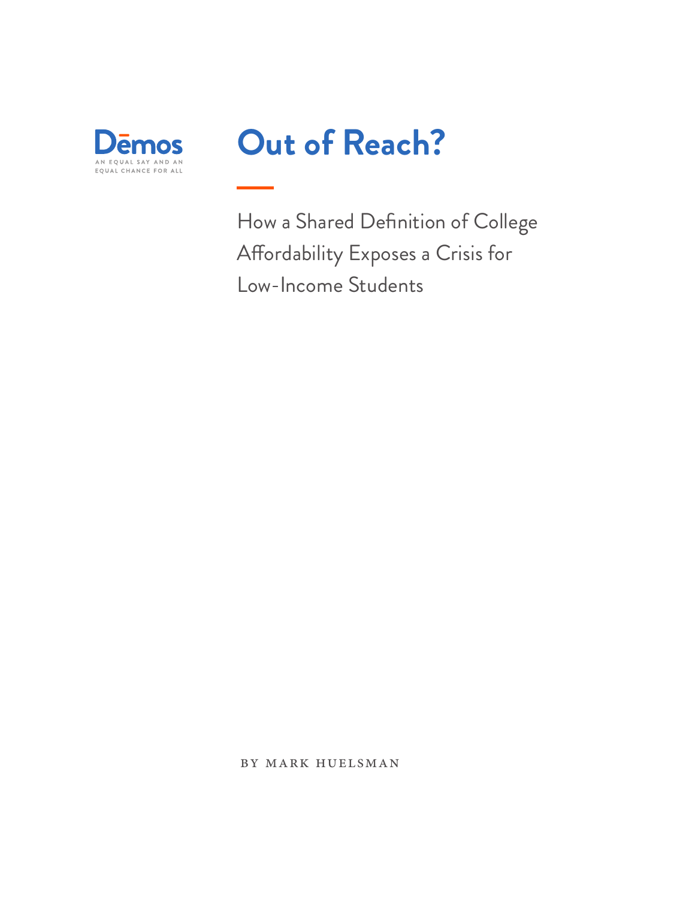Dēmos

AN EQUAL SAY AND AN EQUAL CHANCE FOR ALL

# Out of Reach?

## How a Shared Definition of College Affordability Exposes a Crisis for Low-Income Students

BY MARK HUELSMAN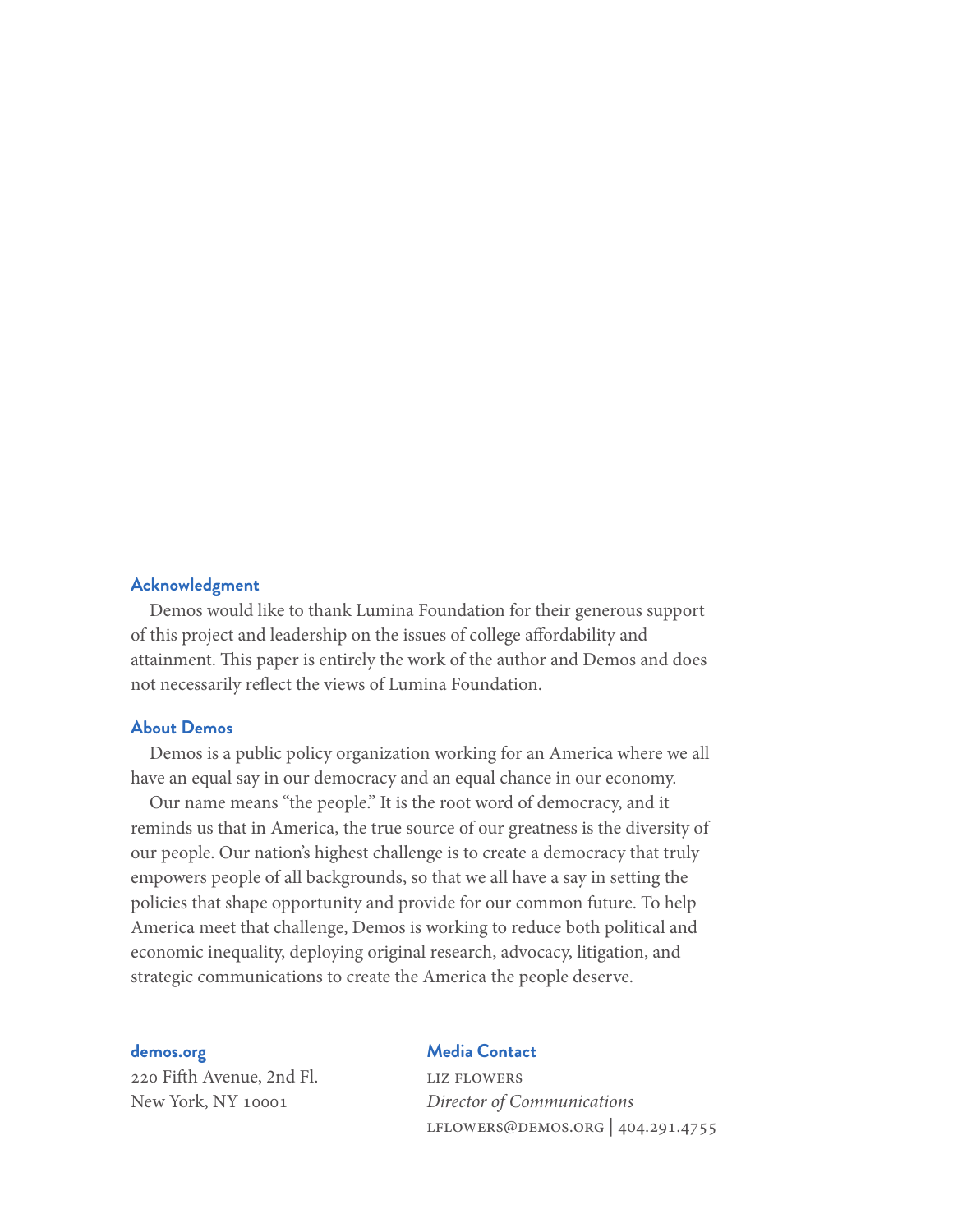## Acknowledgment

Demos would like to thank Lumina Foundation for their generous support of this project and leadership on the issues of college affordability and attainment. This paper is entirely the work of the author and Demos and does not necessarily reflect the views of Lumina Foundation.

## About Demos

Demos is a public policy organization working for an America where we all have an equal say in our democracy and an equal chance in our economy.

Our name means "the people." It is the root word of democracy, and it reminds us that in America, the true source of our greatness is the diversity of our people. Our nation's highest challenge is to create a democracy that truly empowers people of all backgrounds, so that we all have a say in setting the policies that shape opportunity and provide for our common future. To help America meet that challenge, Demos is working to reduce both political and economic inequality, deploying original research, advocacy, litigation, and strategic communications to create the America the people deserve.

**demos.org**
220 Fifth Avenue, 2nd Fl.
New York, NY 10001

**Media Contact**
LIZ FLOWERS
*Director of Communications*
LFLOWERS@DEMOS.ORG | 404.291.4755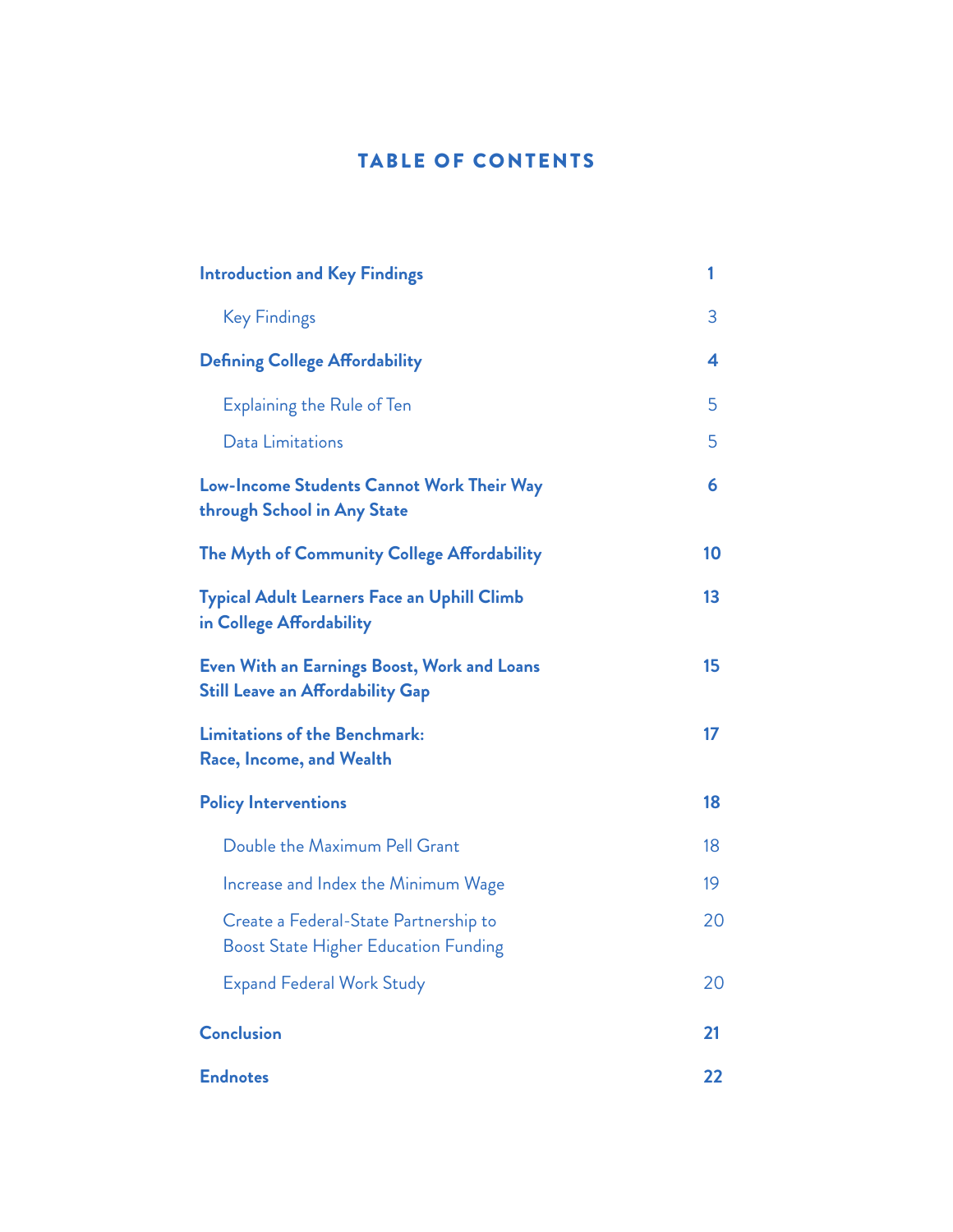# TABLE OF CONTENTS

| | |
|---|---|
| **Introduction and Key Findings** | **1** |
| Key Findings | 3 |
| **Defining College Affordability** | **4** |
| Explaining the Rule of Ten | 5 |
| Data Limitations | 5 |
| **Low-Income Students Cannot Work Their Way through School in Any State** | **6** |
| **The Myth of Community College Affordability** | **10** |
| **Typical Adult Learners Face an Uphill Climb in College Affordability** | **13** |
| **Even With an Earnings Boost, Work and Loans Still Leave an Affordability Gap** | **15** |
| **Limitations of the Benchmark: Race, Income, and Wealth** | **17** |
| **Policy Interventions** | **18** |
| Double the Maximum Pell Grant | 18 |
| Increase and Index the Minimum Wage | 19 |
| Create a Federal-State Partnership to Boost State Higher Education Funding | 20 |
| Expand Federal Work Study | 20 |
| **Conclusion** | **21** |
| **Endnotes** | **22** |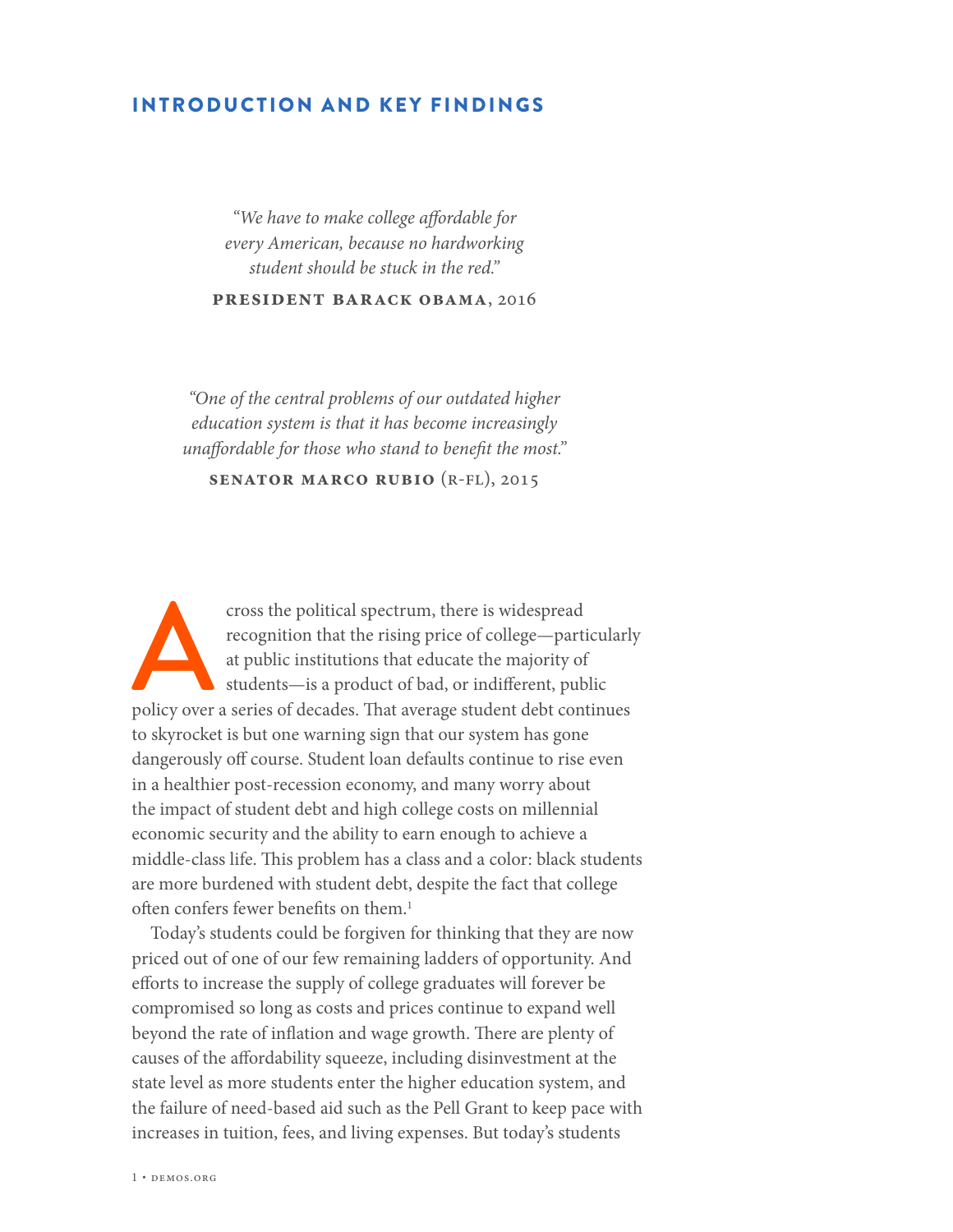## INTRODUCTION AND KEY FINDINGS

> *"We have to make college affordable for every American, because no hardworking student should be stuck in the red."*
>
> **PRESIDENT BARACK OBAMA**, 2016

> *"One of the central problems of our outdated higher education system is that it has become increasingly unaffordable for those who stand to benefit the most."*
>
> **SENATOR MARCO RUBIO** (R-FL), 2015

Across the political spectrum, there is widespread recognition that the rising price of college—particularly at public institutions that educate the majority of students—is a product of bad, or indifferent, public policy over a series of decades. That average student debt continues to skyrocket is but one warning sign that our system has gone dangerously off course. Student loan defaults continue to rise even in a healthier post-recession economy, and many worry about the impact of student debt and high college costs on millennial economic security and the ability to earn enough to achieve a middle-class life. This problem has a class and a color: black students are more burdened with student debt, despite the fact that college often confers fewer benefits on them.[1]

Today's students could be forgiven for thinking that they are now priced out of one of our few remaining ladders of opportunity. And efforts to increase the supply of college graduates will forever be compromised so long as costs and prices continue to expand well beyond the rate of inflation and wage growth. There are plenty of causes of the affordability squeeze, including disinvestment at the state level as more students enter the higher education system, and the failure of need-based aid such as the Pell Grant to keep pace with increases in tuition, fees, and living expenses. But today's students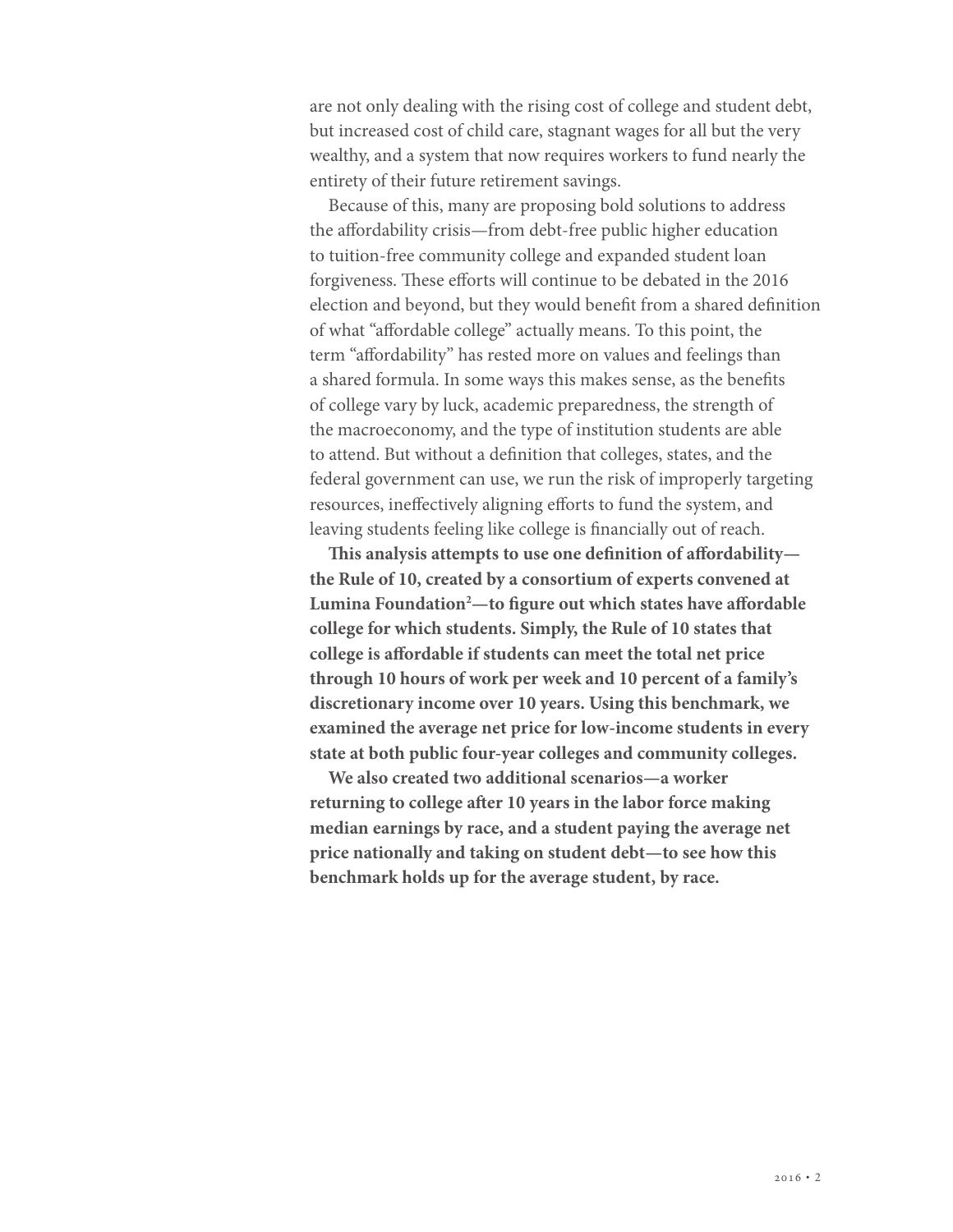are not only dealing with the rising cost of college and student debt, but increased cost of child care, stagnant wages for all but the very wealthy, and a system that now requires workers to fund nearly the entirety of their future retirement savings.

Because of this, many are proposing bold solutions to address the affordability crisis—from debt-free public higher education to tuition-free community college and expanded student loan forgiveness. These efforts will continue to be debated in the 2016 election and beyond, but they would benefit from a shared definition of what "affordable college" actually means. To this point, the term "affordability" has rested more on values and feelings than a shared formula. In some ways this makes sense, as the benefits of college vary by luck, academic preparedness, the strength of the macroeconomy, and the type of institution students are able to attend. But without a definition that colleges, states, and the federal government can use, we run the risk of improperly targeting resources, ineffectively aligning efforts to fund the system, and leaving students feeling like college is financially out of reach.

**This analysis attempts to use one definition of affordability—the Rule of 10, created by a consortium of experts convened at Lumina Foundation[2]—to figure out which states have affordable college for which students. Simply, the Rule of 10 states that college is affordable if students can meet the total net price through 10 hours of work per week and 10 percent of a family's discretionary income over 10 years. Using this benchmark, we examined the average net price for low-income students in every state at both public four-year colleges and community colleges.**

**We also created two additional scenarios—a worker returning to college after 10 years in the labor force making median earnings by race, and a student paying the average net price nationally and taking on student debt—to see how this benchmark holds up for the average student, by race.**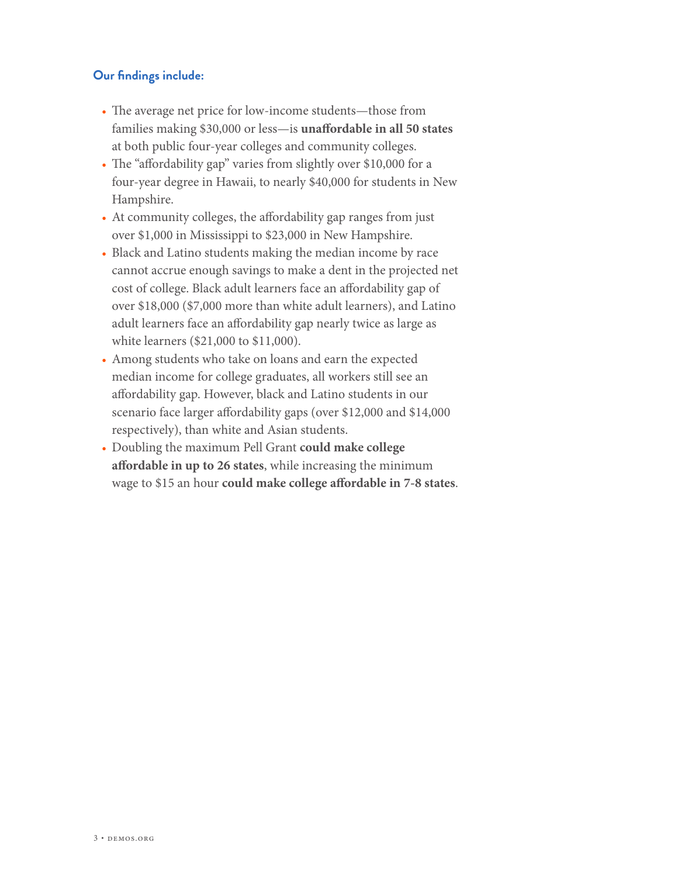### Our findings include:

- The average net price for low-income students—those from families making $30,000 or less—is **unaffordable in all 50 states** at both public four-year colleges and community colleges.
- The "affordability gap" varies from slightly over $10,000 for a four-year degree in Hawaii, to nearly $40,000 for students in New Hampshire.
- At community colleges, the affordability gap ranges from just over $1,000 in Mississippi to $23,000 in New Hampshire.
- Black and Latino students making the median income by race cannot accrue enough savings to make a dent in the projected net cost of college. Black adult learners face an affordability gap of over $18,000 ($7,000 more than white adult learners), and Latino adult learners face an affordability gap nearly twice as large as white learners ($21,000 to $11,000).
- Among students who take on loans and earn the expected median income for college graduates, all workers still see an affordability gap. However, black and Latino students in our scenario face larger affordability gaps (over $12,000 and $14,000 respectively), than white and Asian students.
- Doubling the maximum Pell Grant **could make college affordable in up to 26 states**, while increasing the minimum wage to $15 an hour **could make college affordable in 7-8 states**.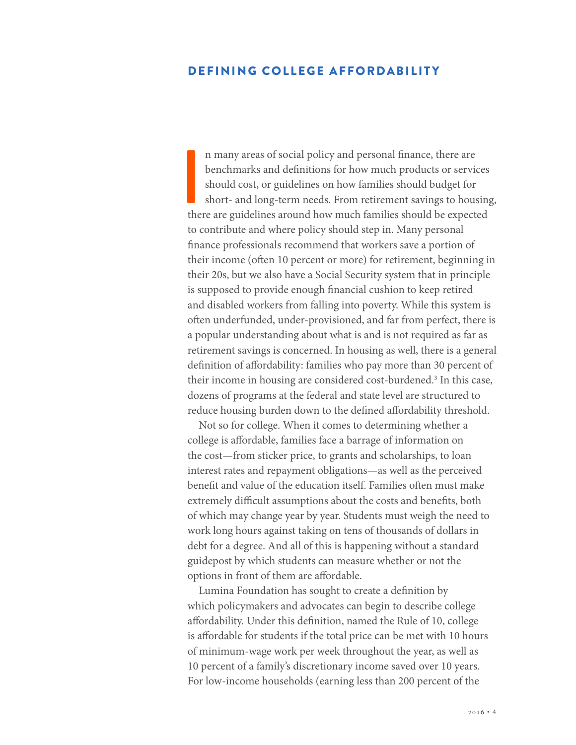## DEFINING COLLEGE AFFORDABILITY

In many areas of social policy and personal finance, there are benchmarks and definitions for how much products or services should cost, or guidelines on how families should budget for short- and long-term needs. From retirement savings to housing, there are guidelines around how much families should be expected to contribute and where policy should step in. Many personal finance professionals recommend that workers save a portion of their income (often 10 percent or more) for retirement, beginning in their 20s, but we also have a Social Security system that in principle is supposed to provide enough financial cushion to keep retired and disabled workers from falling into poverty. While this system is often underfunded, under-provisioned, and far from perfect, there is a popular understanding about what is and is not required as far as retirement savings is concerned. In housing as well, there is a general definition of affordability: families who pay more than 30 percent of their income in housing are considered cost-burdened.[3] In this case, dozens of programs at the federal and state level are structured to reduce housing burden down to the defined affordability threshold.

Not so for college. When it comes to determining whether a college is affordable, families face a barrage of information on the cost—from sticker price, to grants and scholarships, to loan interest rates and repayment obligations—as well as the perceived benefit and value of the education itself. Families often must make extremely difficult assumptions about the costs and benefits, both of which may change year by year. Students must weigh the need to work long hours against taking on tens of thousands of dollars in debt for a degree. And all of this is happening without a standard guidepost by which students can measure whether or not the options in front of them are affordable.

Lumina Foundation has sought to create a definition by which policymakers and advocates can begin to describe college affordability. Under this definition, named the Rule of 10, college is affordable for students if the total price can be met with 10 hours of minimum-wage work per week throughout the year, as well as 10 percent of a family's discretionary income saved over 10 years. For low-income households (earning less than 200 percent of the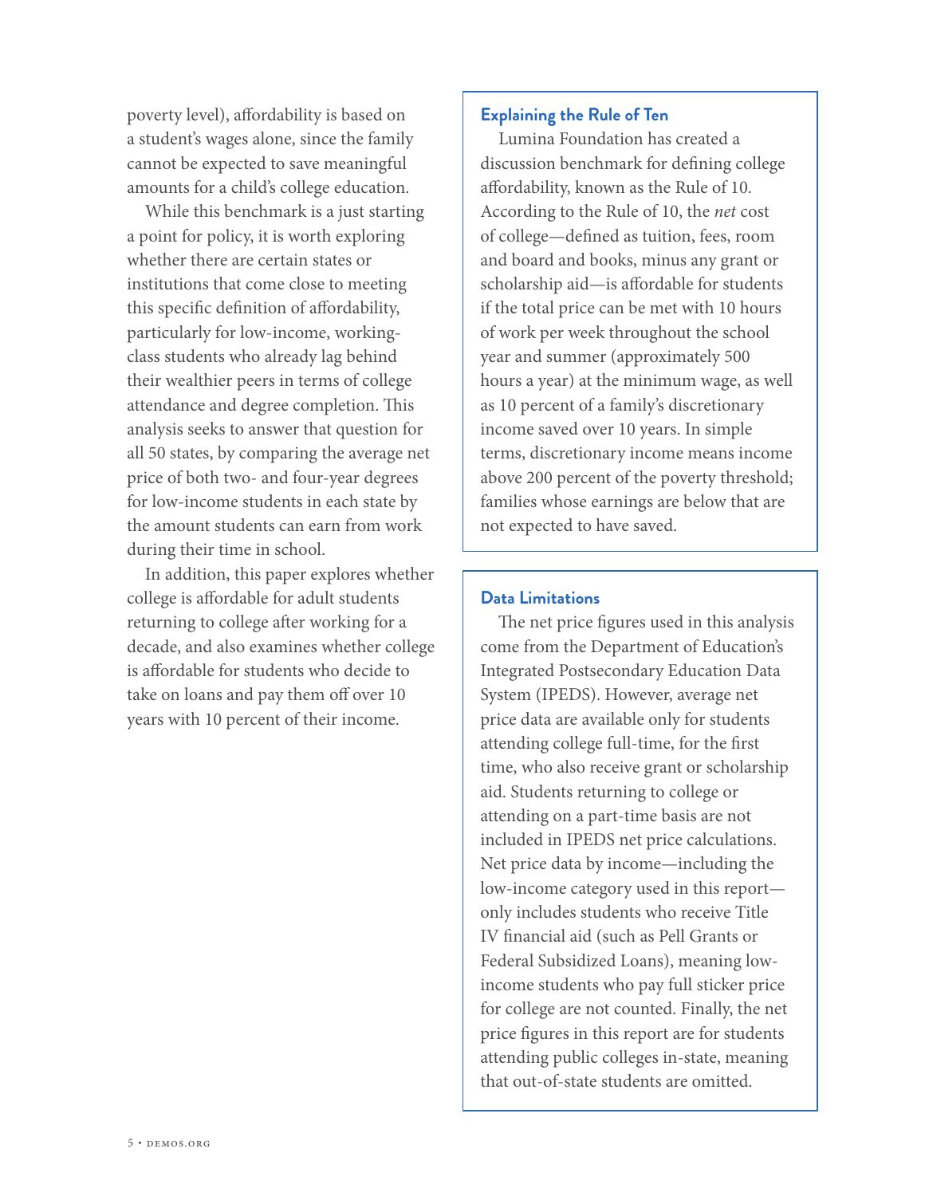poverty level), affordability is based on a student's wages alone, since the family cannot be expected to save meaningful amounts for a child's college education.

While this benchmark is a just starting a point for policy, it is worth exploring whether there are certain states or institutions that come close to meeting this specific definition of affordability, particularly for low-income, working-class students who already lag behind their wealthier peers in terms of college attendance and degree completion. This analysis seeks to answer that question for all 50 states, by comparing the average net price of both two- and four-year degrees for low-income students in each state by the amount students can earn from work during their time in school.

In addition, this paper explores whether college is affordable for adult students returning to college after working for a decade, and also examines whether college is affordable for students who decide to take on loans and pay them off over 10 years with 10 percent of their income.

### Explaining the Rule of Ten

Lumina Foundation has created a discussion benchmark for defining college affordability, known as the Rule of 10. According to the Rule of 10, the *net* cost of college—defined as tuition, fees, room and board and books, minus any grant or scholarship aid—is affordable for students if the total price can be met with 10 hours of work per week throughout the school year and summer (approximately 500 hours a year) at the minimum wage, as well as 10 percent of a family's discretionary income saved over 10 years. In simple terms, discretionary income means income above 200 percent of the poverty threshold; families whose earnings are below that are not expected to have saved.

### Data Limitations

The net price figures used in this analysis come from the Department of Education's Integrated Postsecondary Education Data System (IPEDS). However, average net price data are available only for students attending college full-time, for the first time, who also receive grant or scholarship aid. Students returning to college or attending on a part-time basis are not included in IPEDS net price calculations. Net price data by income—including the low-income category used in this report—only includes students who receive Title IV financial aid (such as Pell Grants or Federal Subsidized Loans), meaning low-income students who pay full sticker price for college are not counted. Finally, the net price figures in this report are for students attending public colleges in-state, meaning that out-of-state students are omitted.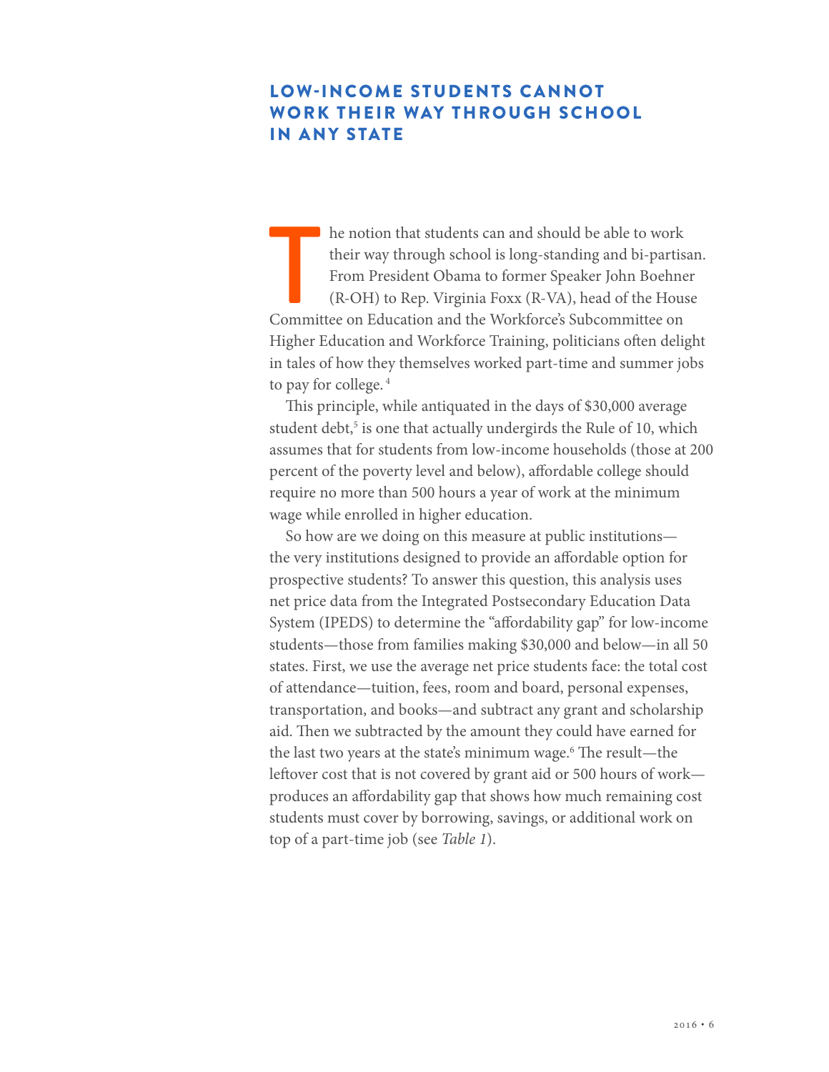## LOW-INCOME STUDENTS CANNOT WORK THEIR WAY THROUGH SCHOOL IN ANY STATE

The notion that students can and should be able to work their way through school is long-standing and bi-partisan. From President Obama to former Speaker John Boehner (R-OH) to Rep. Virginia Foxx (R-VA), head of the House Committee on Education and the Workforce's Subcommittee on Higher Education and Workforce Training, politicians often delight in tales of how they themselves worked part-time and summer jobs to pay for college. [4]

This principle, while antiquated in the days of $30,000 average student debt,[5] is one that actually undergirds the Rule of 10, which assumes that for students from low-income households (those at 200 percent of the poverty level and below), affordable college should require no more than 500 hours a year of work at the minimum wage while enrolled in higher education.

So how are we doing on this measure at public institutions—the very institutions designed to provide an affordable option for prospective students? To answer this question, this analysis uses net price data from the Integrated Postsecondary Education Data System (IPEDS) to determine the "affordability gap" for low-income students—those from families making $30,000 and below—in all 50 states. First, we use the average net price students face: the total cost of attendance—tuition, fees, room and board, personal expenses, transportation, and books—and subtract any grant and scholarship aid. Then we subtracted by the amount they could have earned for the last two years at the state's minimum wage.[6] The result—the leftover cost that is not covered by grant aid or 500 hours of work—produces an affordability gap that shows how much remaining cost students must cover by borrowing, savings, or additional work on top of a part-time job (see *Table 1*).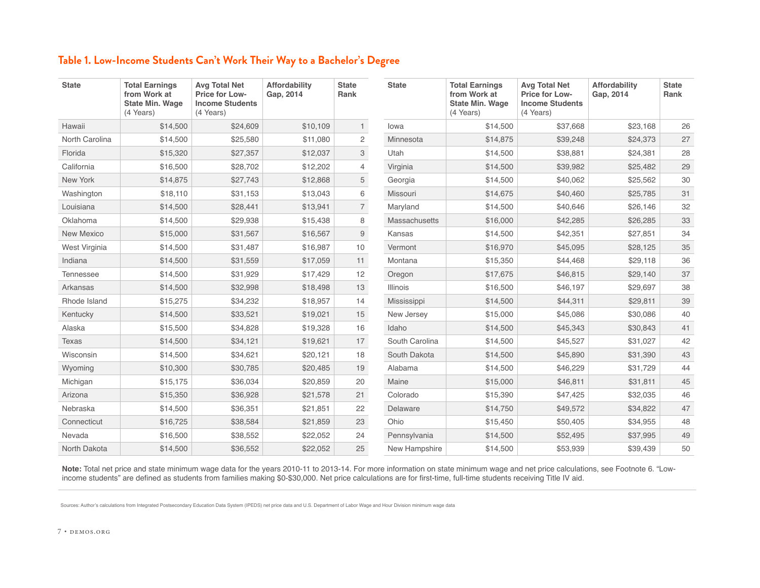## Table 1. Low-Income Students Can't Work Their Way to a Bachelor's Degree

| State | Total Earnings from Work at State Min. Wage (4 Years) | Avg Total Net Price for Low-Income Students (4 Years) | Affordability Gap, 2014 | State Rank |
|---|---|---|---|---|
| Hawaii | $14,500 | $24,609 | $10,109 | 1 |
| North Carolina | $14,500 | $25,580 | $11,080 | 2 |
| Florida | $15,320 | $27,357 | $12,037 | 3 |
| California | $16,500 | $28,702 | $12,202 | 4 |
| New York | $14,875 | $27,743 | $12,868 | 5 |
| Washington | $18,110 | $31,153 | $13,043 | 6 |
| Louisiana | $14,500 | $28,441 | $13,941 | 7 |
| Oklahoma | $14,500 | $29,938 | $15,438 | 8 |
| New Mexico | $15,000 | $31,567 | $16,567 | 9 |
| West Virginia | $14,500 | $31,487 | $16,987 | 10 |
| Indiana | $14,500 | $31,559 | $17,059 | 11 |
| Tennessee | $14,500 | $31,929 | $17,429 | 12 |
| Arkansas | $14,500 | $32,998 | $18,498 | 13 |
| Rhode Island | $15,275 | $34,232 | $18,957 | 14 |
| Kentucky | $14,500 | $33,521 | $19,021 | 15 |
| Alaska | $15,500 | $34,828 | $19,328 | 16 |
| Texas | $14,500 | $34,121 | $19,621 | 17 |
| Wisconsin | $14,500 | $34,621 | $20,121 | 18 |
| Wyoming | $10,300 | $30,785 | $20,485 | 19 |
| Michigan | $15,175 | $36,034 | $20,859 | 20 |
| Arizona | $15,350 | $36,928 | $21,578 | 21 |
| Nebraska | $14,500 | $36,351 | $21,851 | 22 |
| Connecticut | $16,725 | $38,584 | $21,859 | 23 |
| Nevada | $16,500 | $38,552 | $22,052 | 24 |
| North Dakota | $14,500 | $36,552 | $22,052 | 25 |
| Iowa | $14,500 | $37,668 | $23,168 | 26 |
| Minnesota | $14,875 | $39,248 | $24,373 | 27 |
| Utah | $14,500 | $38,881 | $24,381 | 28 |
| Virginia | $14,500 | $39,982 | $25,482 | 29 |
| Georgia | $14,500 | $40,062 | $25,562 | 30 |
| Missouri | $14,675 | $40,460 | $25,785 | 31 |
| Maryland | $14,500 | $40,646 | $26,146 | 32 |
| Massachusetts | $16,000 | $42,285 | $26,285 | 33 |
| Kansas | $14,500 | $42,351 | $27,851 | 34 |
| Vermont | $16,970 | $45,095 | $28,125 | 35 |
| Montana | $15,350 | $44,468 | $29,118 | 36 |
| Oregon | $17,675 | $46,815 | $29,140 | 37 |
| Illinois | $16,500 | $46,197 | $29,697 | 38 |
| Mississippi | $14,500 | $44,311 | $29,811 | 39 |
| New Jersey | $15,000 | $45,086 | $30,086 | 40 |
| Idaho | $14,500 | $45,343 | $30,843 | 41 |
| South Carolina | $14,500 | $45,527 | $31,027 | 42 |
| South Dakota | $14,500 | $45,890 | $31,390 | 43 |
| Alabama | $14,500 | $46,229 | $31,729 | 44 |
| Maine | $15,000 | $46,811 | $31,811 | 45 |
| Colorado | $15,390 | $47,425 | $32,035 | 46 |
| Delaware | $14,750 | $49,572 | $34,822 | 47 |
| Ohio | $15,450 | $50,405 | $34,955 | 48 |
| Pennsylvania | $14,500 | $52,495 | $37,995 | 49 |
| New Hampshire | $14,500 | $53,939 | $39,439 | 50 |

**Note:** Total net price and state minimum wage data for the years 2010-11 to 2013-14. For more information on state minimum wage and net price calculations, see Footnote 6. "Low-income students" are defined as students from families making $0-$30,000. Net price calculations are for first-time, full-time students receiving Title IV aid.

Sources: Author's calculations from Integrated Postsecondary Education Data System (IPEDS) net price data and U.S. Department of Labor Wage and Hour Division minimum wage data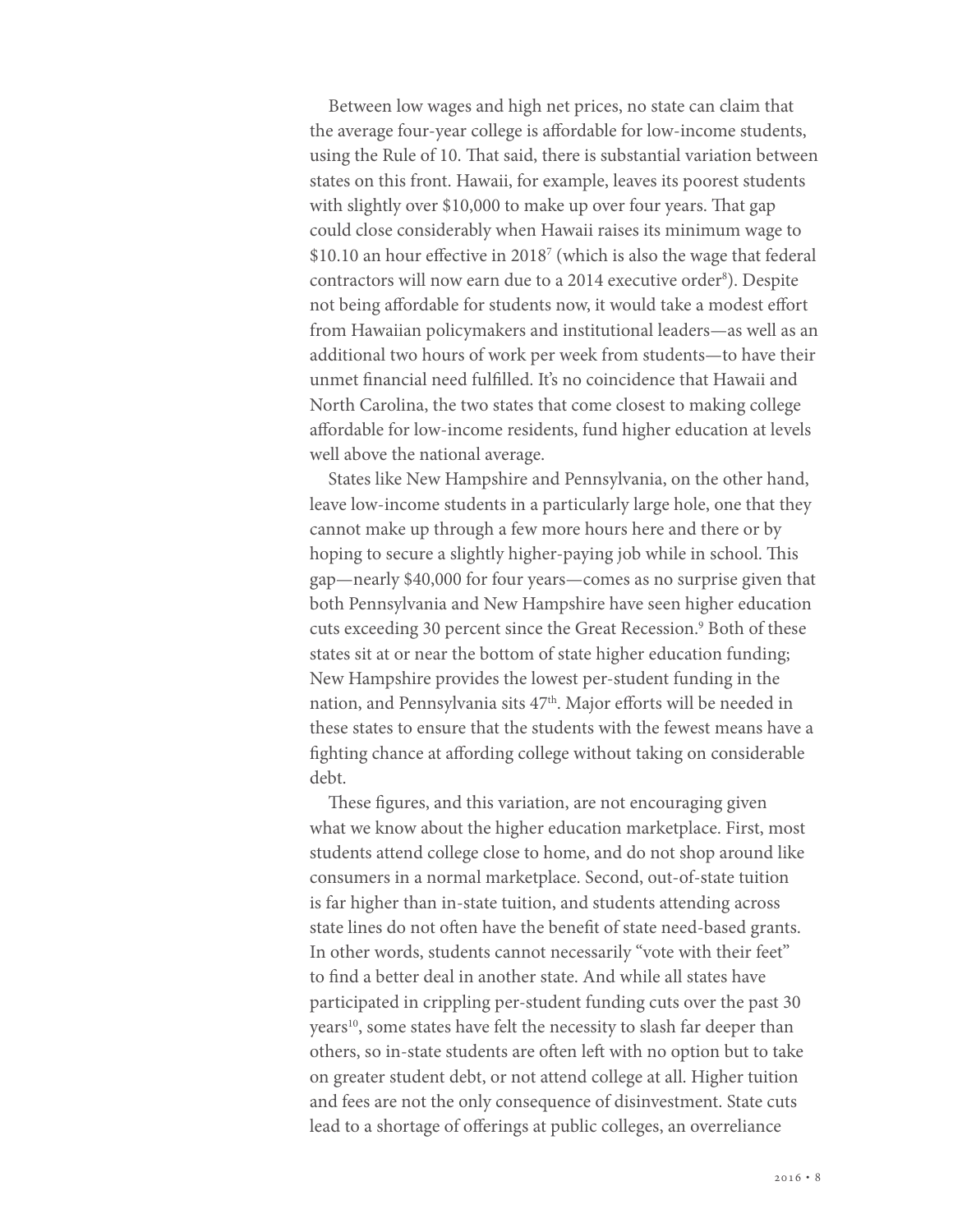Between low wages and high net prices, no state can claim that the average four-year college is affordable for low-income students, using the Rule of 10. That said, there is substantial variation between states on this front. Hawaii, for example, leaves its poorest students with slightly over $10,000 to make up over four years. That gap could close considerably when Hawaii raises its minimum wage to $10.10 an hour effective in 2018[7] (which is also the wage that federal contractors will now earn due to a 2014 executive order[8]). Despite not being affordable for students now, it would take a modest effort from Hawaiian policymakers and institutional leaders—as well as an additional two hours of work per week from students—to have their unmet financial need fulfilled. It's no coincidence that Hawaii and North Carolina, the two states that come closest to making college affordable for low-income residents, fund higher education at levels well above the national average.

States like New Hampshire and Pennsylvania, on the other hand, leave low-income students in a particularly large hole, one that they cannot make up through a few more hours here and there or by hoping to secure a slightly higher-paying job while in school. This gap—nearly $40,000 for four years—comes as no surprise given that both Pennsylvania and New Hampshire have seen higher education cuts exceeding 30 percent since the Great Recession.[9] Both of these states sit at or near the bottom of state higher education funding; New Hampshire provides the lowest per-student funding in the nation, and Pennsylvania sits 47th. Major efforts will be needed in these states to ensure that the students with the fewest means have a fighting chance at affording college without taking on considerable debt.

These figures, and this variation, are not encouraging given what we know about the higher education marketplace. First, most students attend college close to home, and do not shop around like consumers in a normal marketplace. Second, out-of-state tuition is far higher than in-state tuition, and students attending across state lines do not often have the benefit of state need-based grants. In other words, students cannot necessarily "vote with their feet" to find a better deal in another state. And while all states have participated in crippling per-student funding cuts over the past 30 years[10], some states have felt the necessity to slash far deeper than others, so in-state students are often left with no option but to take on greater student debt, or not attend college at all. Higher tuition and fees are not the only consequence of disinvestment. State cuts lead to a shortage of offerings at public colleges, an overreliance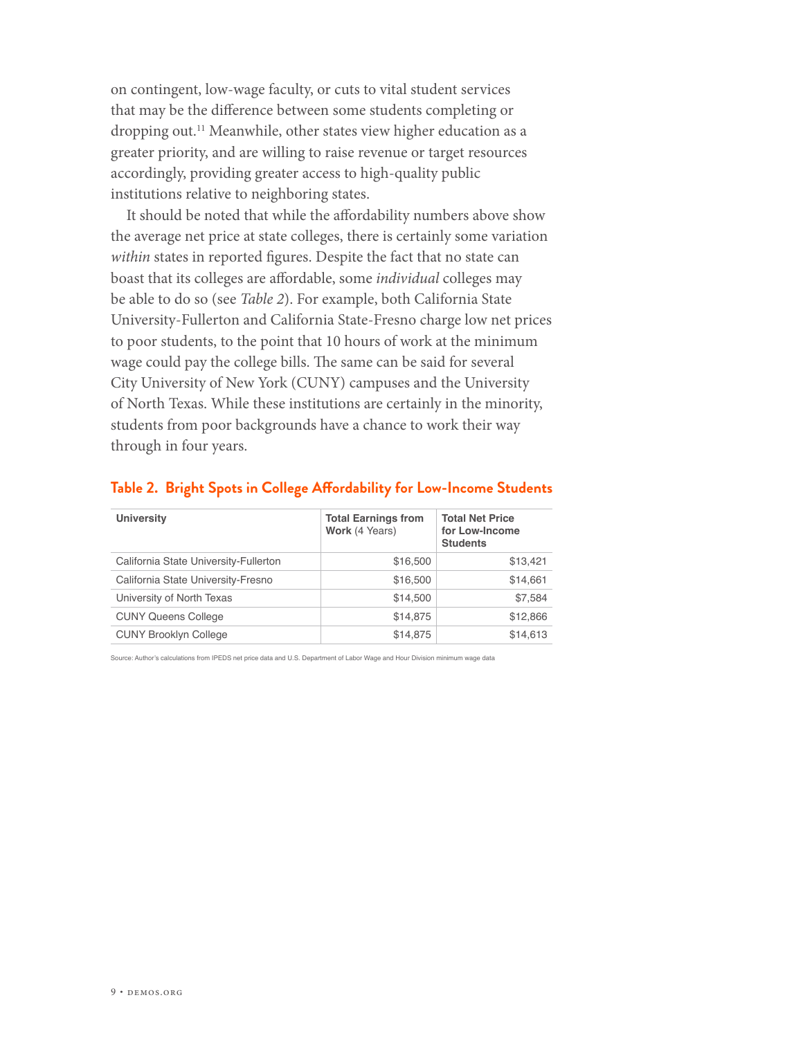on contingent, low-wage faculty, or cuts to vital student services that may be the difference between some students completing or dropping out.[11] Meanwhile, other states view higher education as a greater priority, and are willing to raise revenue or target resources accordingly, providing greater access to high-quality public institutions relative to neighboring states.

It should be noted that while the affordability numbers above show the average net price at state colleges, there is certainly some variation *within* states in reported figures. Despite the fact that no state can boast that its colleges are affordable, some *individual* colleges may be able to do so (see *Table 2*). For example, both California State University-Fullerton and California State-Fresno charge low net prices to poor students, to the point that 10 hours of work at the minimum wage could pay the college bills. The same can be said for several City University of New York (CUNY) campuses and the University of North Texas. While these institutions are certainly in the minority, students from poor backgrounds have a chance to work their way through in four years.

### Table 2. Bright Spots in College Affordability for Low-Income Students

| University | Total Earnings from Work (4 Years) | Total Net Price for Low-Income Students |
|---|---|---|
| California State University-Fullerton | $16,500 | $13,421 |
| California State University-Fresno | $16,500 | $14,661 |
| University of North Texas | $14,500 | $7,584 |
| CUNY Queens College | $14,875 | $12,866 |
| CUNY Brooklyn College | $14,875 | $14,613 |

Source: Author's calculations from IPEDS net price data and U.S. Department of Labor Wage and Hour Division minimum wage data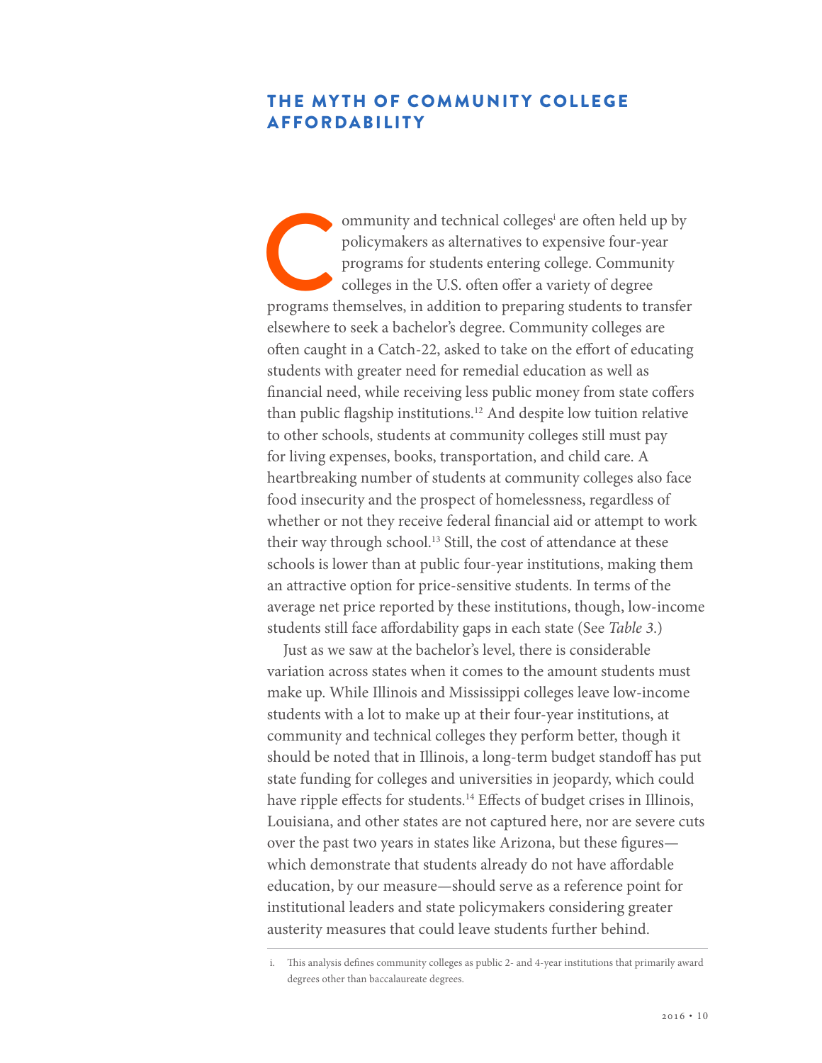## THE MYTH OF COMMUNITY COLLEGE AFFORDABILITY

Community and technical colleges[i] are often held up by policymakers as alternatives to expensive four-year programs for students entering college. Community colleges in the U.S. often offer a variety of degree programs themselves, in addition to preparing students to transfer elsewhere to seek a bachelor's degree. Community colleges are often caught in a Catch-22, asked to take on the effort of educating students with greater need for remedial education as well as financial need, while receiving less public money from state coffers than public flagship institutions.[12] And despite low tuition relative to other schools, students at community colleges still must pay for living expenses, books, transportation, and child care. A heartbreaking number of students at community colleges also face food insecurity and the prospect of homelessness, regardless of whether or not they receive federal financial aid or attempt to work their way through school.[13] Still, the cost of attendance at these schools is lower than at public four-year institutions, making them an attractive option for price-sensitive students. In terms of the average net price reported by these institutions, though, low-income students still face affordability gaps in each state (See *Table 3*.)

Just as we saw at the bachelor's level, there is considerable variation across states when it comes to the amount students must make up. While Illinois and Mississippi colleges leave low-income students with a lot to make up at their four-year institutions, at community and technical colleges they perform better, though it should be noted that in Illinois, a long-term budget standoff has put state funding for colleges and universities in jeopardy, which could have ripple effects for students.[14] Effects of budget crises in Illinois, Louisiana, and other states are not captured here, nor are severe cuts over the past two years in states like Arizona, but these figures—which demonstrate that students already do not have affordable education, by our measure—should serve as a reference point for institutional leaders and state policymakers considering greater austerity measures that could leave students further behind.

---

i. This analysis defines community colleges as public 2- and 4-year institutions that primarily award degrees other than baccalaureate degrees.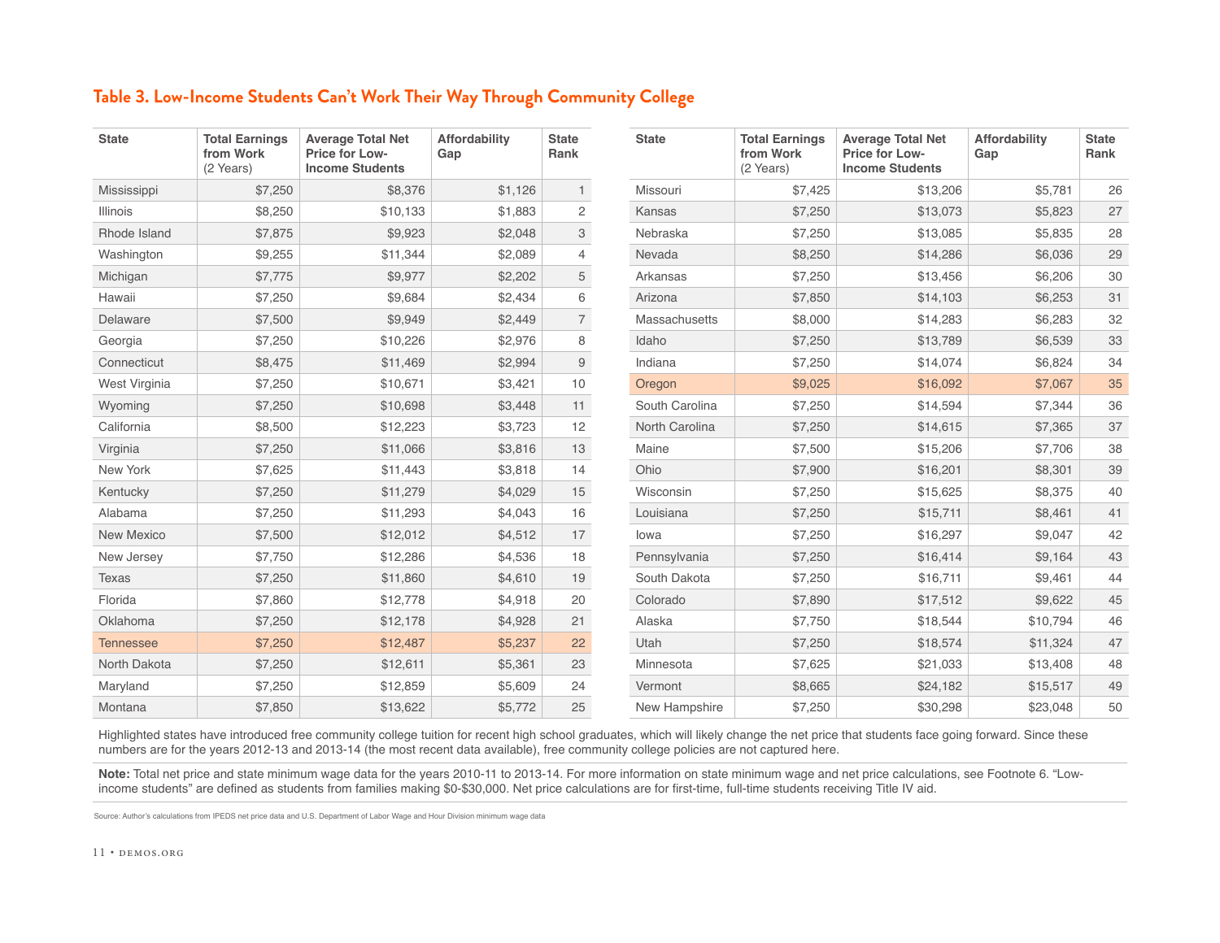### Table 3. Low-Income Students Can't Work Their Way Through Community College

| State | Total Earnings from Work (2 Years) | Average Total Net Price for Low-Income Students | Affordability Gap | State Rank |
|---|---|---|---|---|
| Mississippi | $7,250 | $8,376 | $1,126 | 1 |
| Illinois | $8,250 | $10,133 | $1,883 | 2 |
| Rhode Island | $7,875 | $9,923 | $2,048 | 3 |
| Washington | $9,255 | $11,344 | $2,089 | 4 |
| Michigan | $7,775 | $9,977 | $2,202 | 5 |
| Hawaii | $7,250 | $9,684 | $2,434 | 6 |
| Delaware | $7,500 | $9,949 | $2,449 | 7 |
| Georgia | $7,250 | $10,226 | $2,976 | 8 |
| Connecticut | $8,475 | $11,469 | $2,994 | 9 |
| West Virginia | $7,250 | $10,671 | $3,421 | 10 |
| Wyoming | $7,250 | $10,698 | $3,448 | 11 |
| California | $8,500 | $12,223 | $3,723 | 12 |
| Virginia | $7,250 | $11,066 | $3,816 | 13 |
| New York | $7,625 | $11,443 | $3,818 | 14 |
| Kentucky | $7,250 | $11,279 | $4,029 | 15 |
| Alabama | $7,250 | $11,293 | $4,043 | 16 |
| New Mexico | $7,500 | $12,012 | $4,512 | 17 |
| New Jersey | $7,750 | $12,286 | $4,536 | 18 |
| Texas | $7,250 | $11,860 | $4,610 | 19 |
| Florida | $7,860 | $12,778 | $4,918 | 20 |
| Oklahoma | $7,250 | $12,178 | $4,928 | 21 |
| Tennessee | $7,250 | $12,487 | $5,237 | 22 |
| North Dakota | $7,250 | $12,611 | $5,361 | 23 |
| Maryland | $7,250 | $12,859 | $5,609 | 24 |
| Montana | $7,850 | $13,622 | $5,772 | 25 |
| Missouri | $7,425 | $13,206 | $5,781 | 26 |
| Kansas | $7,250 | $13,073 | $5,823 | 27 |
| Nebraska | $7,250 | $13,085 | $5,835 | 28 |
| Nevada | $8,250 | $14,286 | $6,036 | 29 |
| Arkansas | $7,250 | $13,456 | $6,206 | 30 |
| Arizona | $7,850 | $14,103 | $6,253 | 31 |
| Massachusetts | $8,000 | $14,283 | $6,283 | 32 |
| Idaho | $7,250 | $13,789 | $6,539 | 33 |
| Indiana | $7,250 | $14,074 | $6,824 | 34 |
| Oregon | $9,025 | $16,092 | $7,067 | 35 |
| South Carolina | $7,250 | $14,594 | $7,344 | 36 |
| North Carolina | $7,250 | $14,615 | $7,365 | 37 |
| Maine | $7,500 | $15,206 | $7,706 | 38 |
| Ohio | $7,900 | $16,201 | $8,301 | 39 |
| Wisconsin | $7,250 | $15,625 | $8,375 | 40 |
| Louisiana | $7,250 | $15,711 | $8,461 | 41 |
| Iowa | $7,250 | $16,297 | $9,047 | 42 |
| Pennsylvania | $7,250 | $16,414 | $9,164 | 43 |
| South Dakota | $7,250 | $16,711 | $9,461 | 44 |
| Colorado | $7,890 | $17,512 | $9,622 | 45 |
| Alaska | $7,750 | $18,544 | $10,794 | 46 |
| Utah | $7,250 | $18,574 | $11,324 | 47 |
| Minnesota | $7,625 | $21,033 | $13,408 | 48 |
| Vermont | $8,665 | $24,182 | $15,517 | 49 |
| New Hampshire | $7,250 | $30,298 | $23,048 | 50 |

Highlighted states have introduced free community college tuition for recent high school graduates, which will likely change the net price that students face going forward. Since these numbers are for the years 2012-13 and 2013-14 (the most recent data available), free community college policies are not captured here.

**Note:** Total net price and state minimum wage data for the years 2010-11 to 2013-14. For more information on state minimum wage and net price calculations, see Footnote 6. "Low-income students" are defined as students from families making $0-$30,000. Net price calculations are for first-time, full-time students receiving Title IV aid.

Source: Author's calculations from IPEDS net price data and U.S. Department of Labor Wage and Hour Division minimum wage data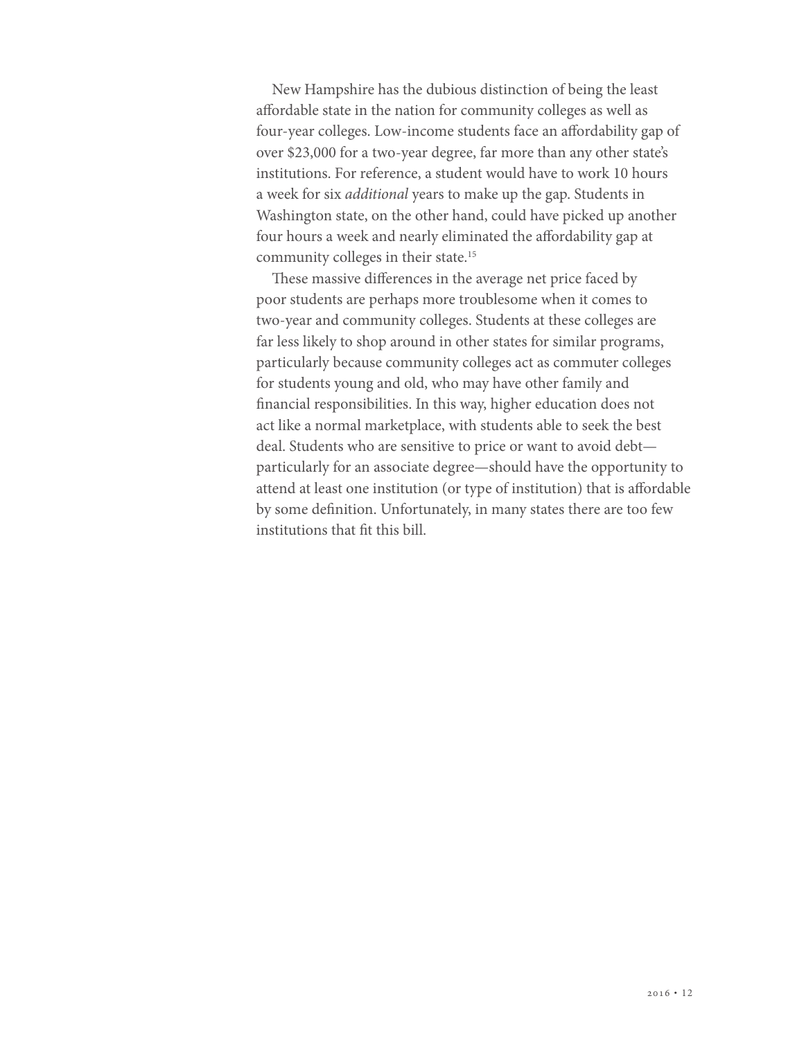New Hampshire has the dubious distinction of being the least affordable state in the nation for community colleges as well as four-year colleges. Low-income students face an affordability gap of over $23,000 for a two-year degree, far more than any other state's institutions. For reference, a student would have to work 10 hours a week for six *additional* years to make up the gap. Students in Washington state, on the other hand, could have picked up another four hours a week and nearly eliminated the affordability gap at community colleges in their state.[15]

These massive differences in the average net price faced by poor students are perhaps more troublesome when it comes to two-year and community colleges. Students at these colleges are far less likely to shop around in other states for similar programs, particularly because community colleges act as commuter colleges for students young and old, who may have other family and financial responsibilities. In this way, higher education does not act like a normal marketplace, with students able to seek the best deal. Students who are sensitive to price or want to avoid debt—particularly for an associate degree—should have the opportunity to attend at least one institution (or type of institution) that is affordable by some definition. Unfortunately, in many states there are too few institutions that fit this bill.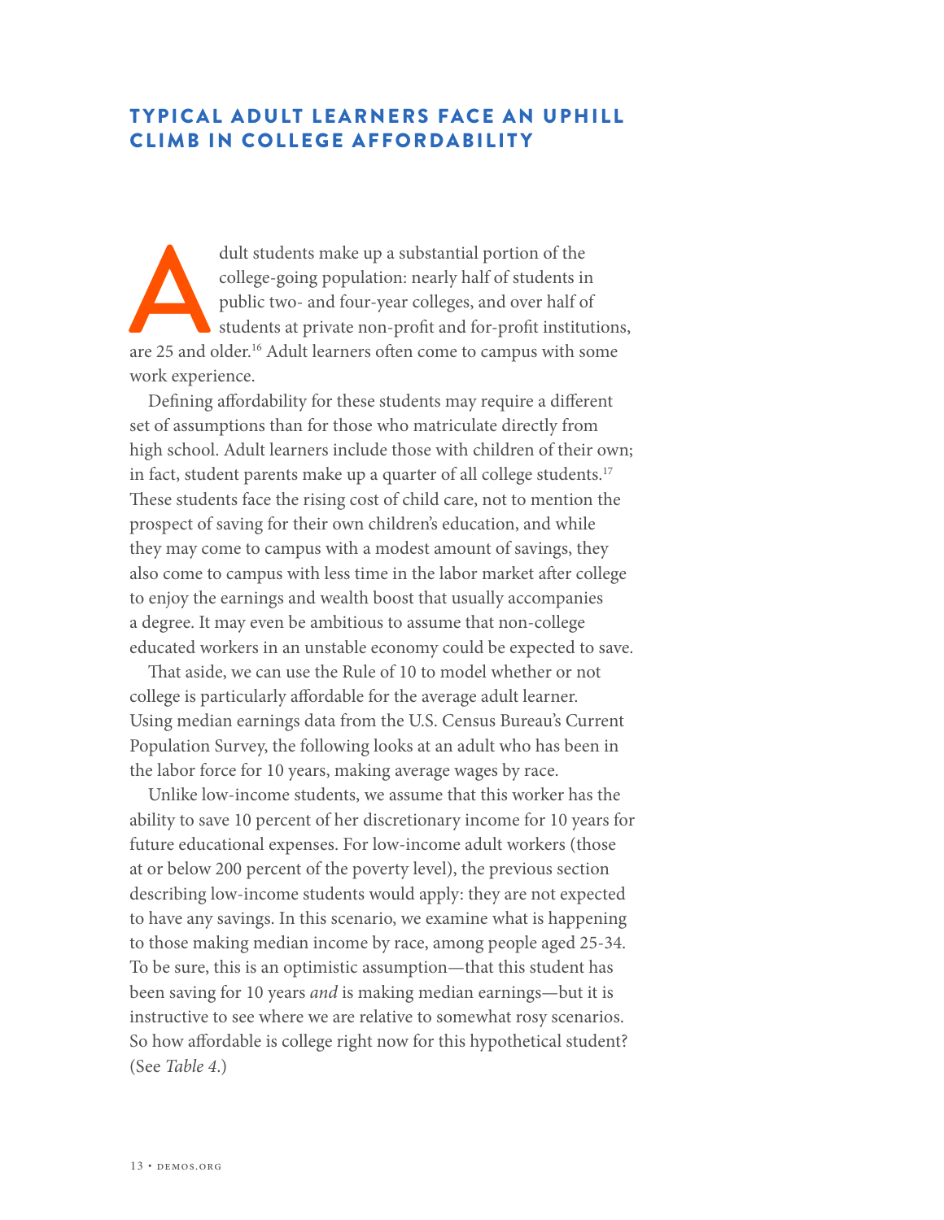## TYPICAL ADULT LEARNERS FACE AN UPHILL CLIMB IN COLLEGE AFFORDABILITY

Adult students make up a substantial portion of the college-going population: nearly half of students in public two- and four-year colleges, and over half of students at private non-profit and for-profit institutions, are 25 and older.[16] Adult learners often come to campus with some work experience.

Defining affordability for these students may require a different set of assumptions than for those who matriculate directly from high school. Adult learners include those with children of their own; in fact, student parents make up a quarter of all college students.[17] These students face the rising cost of child care, not to mention the prospect of saving for their own children's education, and while they may come to campus with a modest amount of savings, they also come to campus with less time in the labor market after college to enjoy the earnings and wealth boost that usually accompanies a degree. It may even be ambitious to assume that non-college educated workers in an unstable economy could be expected to save.

That aside, we can use the Rule of 10 to model whether or not college is particularly affordable for the average adult learner. Using median earnings data from the U.S. Census Bureau's Current Population Survey, the following looks at an adult who has been in the labor force for 10 years, making average wages by race.

Unlike low-income students, we assume that this worker has the ability to save 10 percent of her discretionary income for 10 years for future educational expenses. For low-income adult workers (those at or below 200 percent of the poverty level), the previous section describing low-income students would apply: they are not expected to have any savings. In this scenario, we examine what is happening to those making median income by race, among people aged 25-34. To be sure, this is an optimistic assumption—that this student has been saving for 10 years *and* is making median earnings—but it is instructive to see where we are relative to somewhat rosy scenarios. So how affordable is college right now for this hypothetical student? (See *Table 4*.)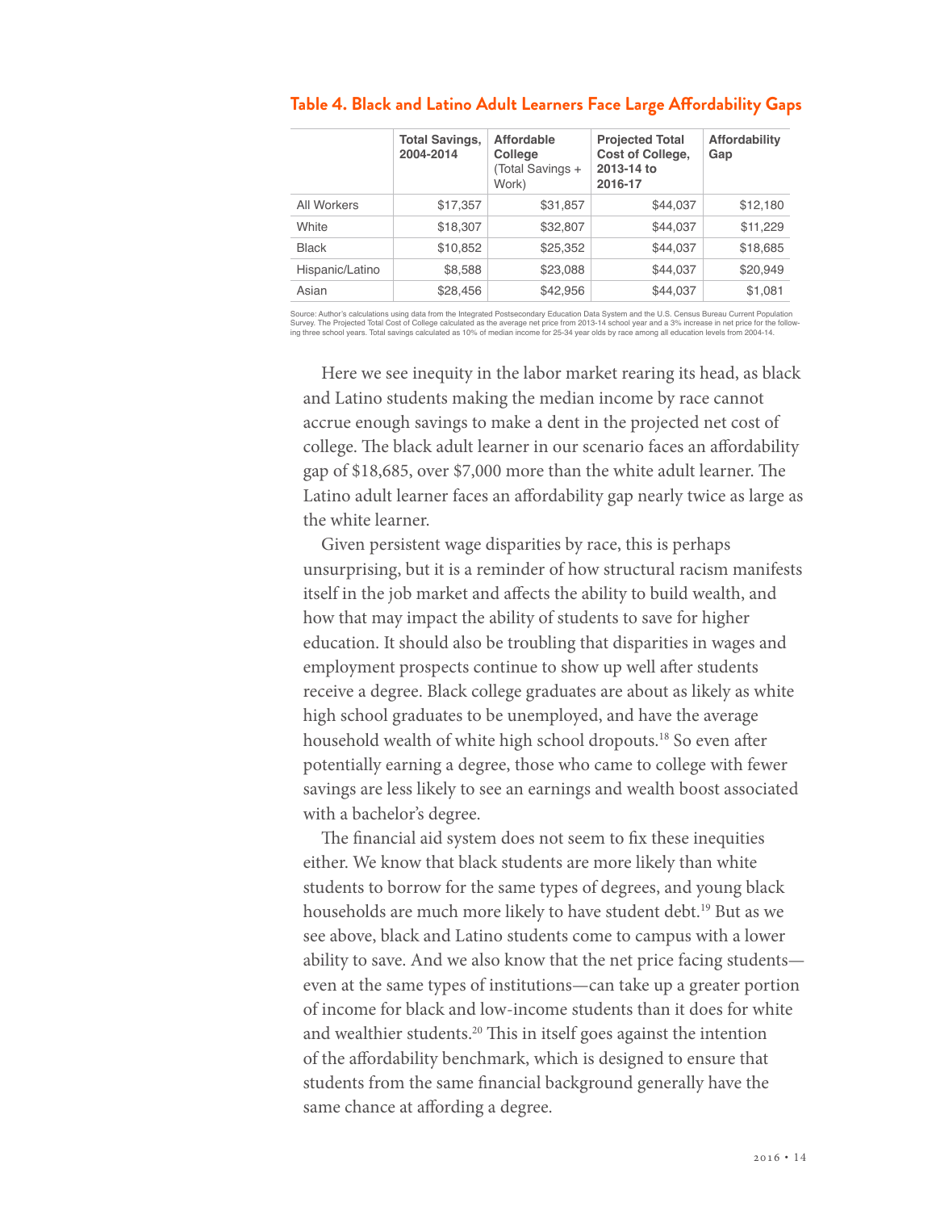**Table 4. Black and Latino Adult Learners Face Large Affordability Gaps**

| | Total Savings, 2004-2014 | Affordable College (Total Savings + Work) | Projected Total Cost of College, 2013-14 to 2016-17 | Affordability Gap |
|---|---|---|---|---|
| All Workers | $17,357 | $31,857 | $44,037 | $12,180 |
| White | $18,307 | $32,807 | $44,037 | $11,229 |
| Black | $10,852 | $25,352 | $44,037 | $18,685 |
| Hispanic/Latino | $8,588 | $23,088 | $44,037 | $20,949 |
| Asian | $28,456 | $42,956 | $44,037 | $1,081 |

Source: Author's calculations using data from the Integrated Postsecondary Education Data System and the U.S. Census Bureau Current Population Survey. The Projected Total Cost of College calculated as the average net price from 2013-14 school year and a 3% increase in net price for the following three school years. Total savings calculated as 10% of median income for 25-34 year olds by race among all education levels from 2004-14.

Here we see inequity in the labor market rearing its head, as black and Latino students making the median income by race cannot accrue enough savings to make a dent in the projected net cost of college. The black adult learner in our scenario faces an affordability gap of $18,685, over $7,000 more than the white adult learner. The Latino adult learner faces an affordability gap nearly twice as large as the white learner.

Given persistent wage disparities by race, this is perhaps unsurprising, but it is a reminder of how structural racism manifests itself in the job market and affects the ability to build wealth, and how that may impact the ability of students to save for higher education. It should also be troubling that disparities in wages and employment prospects continue to show up well after students receive a degree. Black college graduates are about as likely as white high school graduates to be unemployed, and have the average household wealth of white high school dropouts.[18] So even after potentially earning a degree, those who came to college with fewer savings are less likely to see an earnings and wealth boost associated with a bachelor's degree.

The financial aid system does not seem to fix these inequities either. We know that black students are more likely than white students to borrow for the same types of degrees, and young black households are much more likely to have student debt.[19] But as we see above, black and Latino students come to campus with a lower ability to save. And we also know that the net price facing students—even at the same types of institutions—can take up a greater portion of income for black and low-income students than it does for white and wealthier students.[20] This in itself goes against the intention of the affordability benchmark, which is designed to ensure that students from the same financial background generally have the same chance at affording a degree.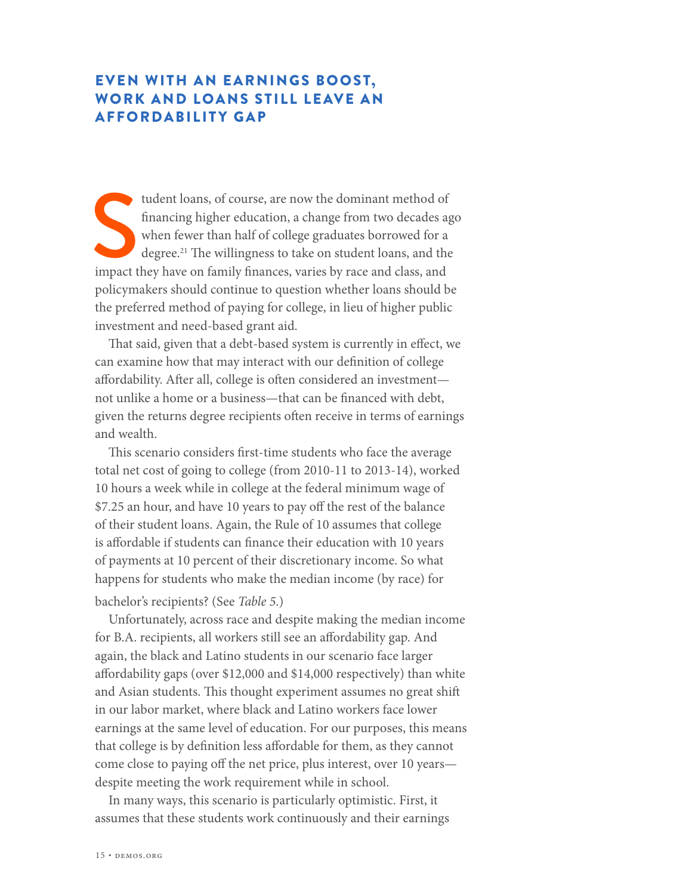## EVEN WITH AN EARNINGS BOOST, WORK AND LOANS STILL LEAVE AN AFFORDABILITY GAP

Student loans, of course, are now the dominant method of financing higher education, a change from two decades ago when fewer than half of college graduates borrowed for a degree.[21] The willingness to take on student loans, and the impact they have on family finances, varies by race and class, and policymakers should continue to question whether loans should be the preferred method of paying for college, in lieu of higher public investment and need-based grant aid.

That said, given that a debt-based system is currently in effect, we can examine how that may interact with our definition of college affordability. After all, college is often considered an investment—not unlike a home or a business—that can be financed with debt, given the returns degree recipients often receive in terms of earnings and wealth.

This scenario considers first-time students who face the average total net cost of going to college (from 2010-11 to 2013-14), worked 10 hours a week while in college at the federal minimum wage of $7.25 an hour, and have 10 years to pay off the rest of the balance of their student loans. Again, the Rule of 10 assumes that college is affordable if students can finance their education with 10 years of payments at 10 percent of their discretionary income. So what happens for students who make the median income (by race) for bachelor's recipients? (See *Table 5*.)

Unfortunately, across race and despite making the median income for B.A. recipients, all workers still see an affordability gap. And again, the black and Latino students in our scenario face larger affordability gaps (over $12,000 and $14,000 respectively) than white and Asian students. This thought experiment assumes no great shift in our labor market, where black and Latino workers face lower earnings at the same level of education. For our purposes, this means that college is by definition less affordable for them, as they cannot come close to paying off the net price, plus interest, over 10 years—despite meeting the work requirement while in school.

In many ways, this scenario is particularly optimistic. First, it assumes that these students work continuously and their earnings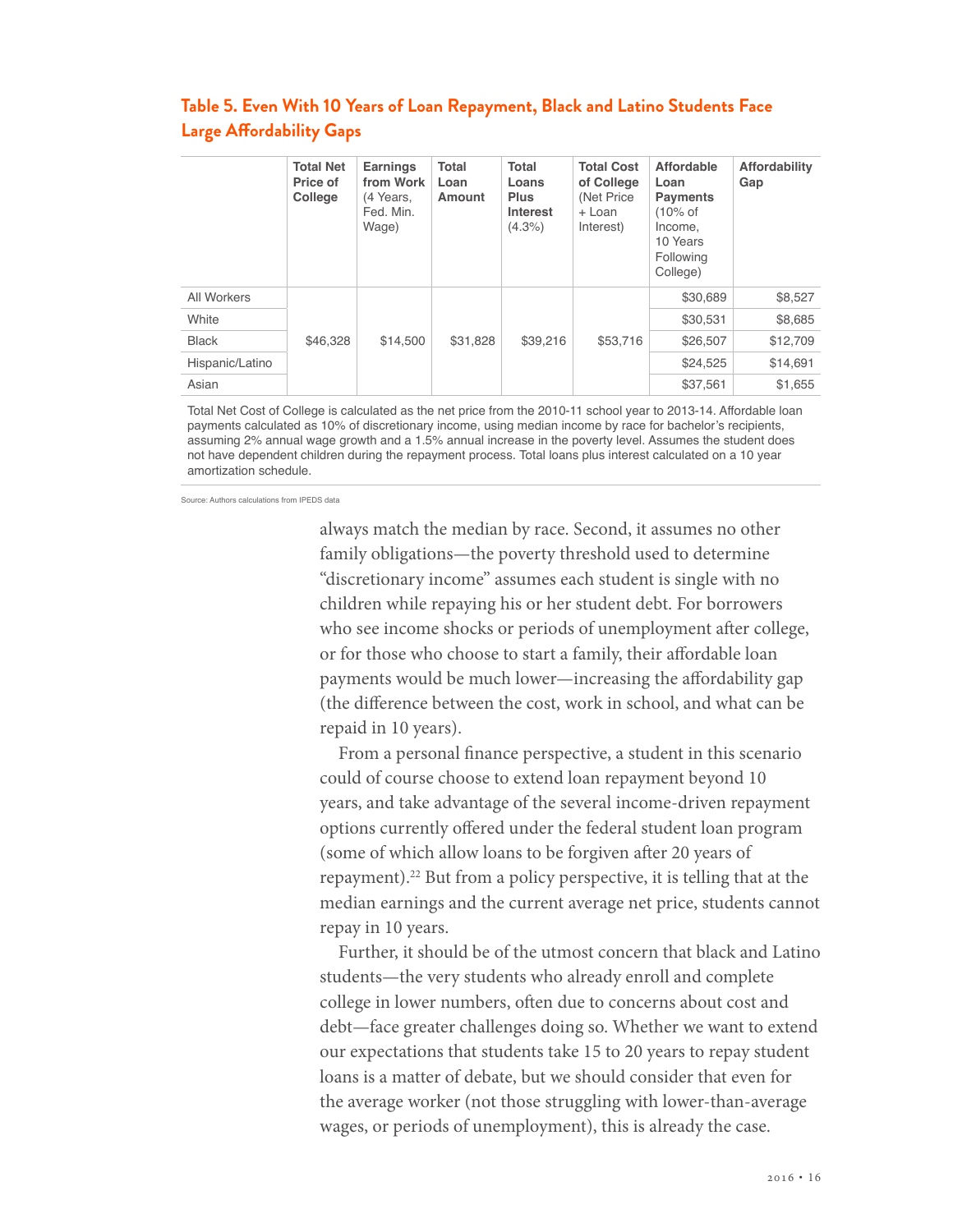### Table 5. Even With 10 Years of Loan Repayment, Black and Latino Students Face Large Affordability Gaps

| | **Total Net Price of College** | **Earnings from Work** (4 Years, Fed. Min. Wage) | **Total Loan Amount** | **Total Loans Plus Interest** (4.3%) | **Total Cost of College** (Net Price + Loan Interest) | **Affordable Loan Payments** (10% of Income, 10 Years Following College) | **Affordability Gap** |
|---|---|---|---|---|---|---|---|
| All Workers | $46,328 | $14,500 | $31,828 | $39,216 | $53,716 | $30,689 | $8,527 |
| White | | | | | | $30,531 | $8,685 |
| Black | | | | | | $26,507 | $12,709 |
| Hispanic/Latino | | | | | | $24,525 | $14,691 |
| Asian | | | | | | $37,561 | $1,655 |

Total Net Cost of College is calculated as the net price from the 2010-11 school year to 2013-14. Affordable loan payments calculated as 10% of discretionary income, using median income by race for bachelor's recipients, assuming 2% annual wage growth and a 1.5% annual increase in the poverty level. Assumes the student does not have dependent children during the repayment process. Total loans plus interest calculated on a 10 year amortization schedule.

Source: Authors calculations from IPEDS data

always match the median by race. Second, it assumes no other family obligations—the poverty threshold used to determine "discretionary income" assumes each student is single with no children while repaying his or her student debt. For borrowers who see income shocks or periods of unemployment after college, or for those who choose to start a family, their affordable loan payments would be much lower—increasing the affordability gap (the difference between the cost, work in school, and what can be repaid in 10 years).

From a personal finance perspective, a student in this scenario could of course choose to extend loan repayment beyond 10 years, and take advantage of the several income-driven repayment options currently offered under the federal student loan program (some of which allow loans to be forgiven after 20 years of repayment).[22] But from a policy perspective, it is telling that at the median earnings and the current average net price, students cannot repay in 10 years.

Further, it should be of the utmost concern that black and Latino students—the very students who already enroll and complete college in lower numbers, often due to concerns about cost and debt—face greater challenges doing so. Whether we want to extend our expectations that students take 15 to 20 years to repay student loans is a matter of debate, but we should consider that even for the average worker (not those struggling with lower-than-average wages, or periods of unemployment), this is already the case.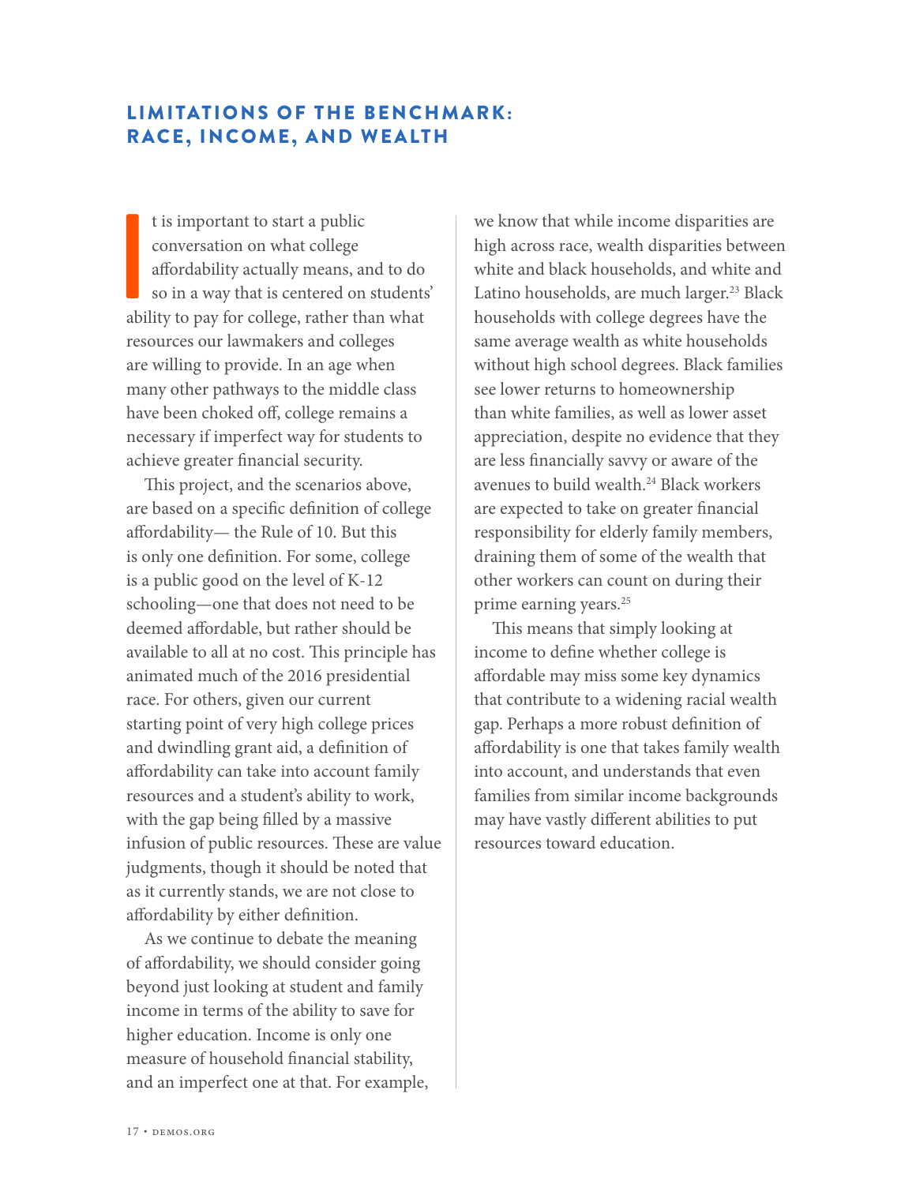## LIMITATIONS OF THE BENCHMARK: RACE, INCOME, AND WEALTH

It is important to start a public conversation on what college affordability actually means, and to do so in a way that is centered on students' ability to pay for college, rather than what resources our lawmakers and colleges are willing to provide. In an age when many other pathways to the middle class have been choked off, college remains a necessary if imperfect way for students to achieve greater financial security.

This project, and the scenarios above, are based on a specific definition of college affordability— the Rule of 10. But this is only one definition. For some, college is a public good on the level of K-12 schooling—one that does not need to be deemed affordable, but rather should be available to all at no cost. This principle has animated much of the 2016 presidential race. For others, given our current starting point of very high college prices and dwindling grant aid, a definition of affordability can take into account family resources and a student's ability to work, with the gap being filled by a massive infusion of public resources. These are value judgments, though it should be noted that as it currently stands, we are not close to affordability by either definition.

As we continue to debate the meaning of affordability, we should consider going beyond just looking at student and family income in terms of the ability to save for higher education. Income is only one measure of household financial stability, and an imperfect one at that. For example, we know that while income disparities are high across race, wealth disparities between white and black households, and white and Latino households, are much larger.[23] Black households with college degrees have the same average wealth as white households without high school degrees. Black families see lower returns to homeownership than white families, as well as lower asset appreciation, despite no evidence that they are less financially savvy or aware of the avenues to build wealth.[24] Black workers are expected to take on greater financial responsibility for elderly family members, draining them of some of the wealth that other workers can count on during their prime earning years.[25]

This means that simply looking at income to define whether college is affordable may miss some key dynamics that contribute to a widening racial wealth gap. Perhaps a more robust definition of affordability is one that takes family wealth into account, and understands that even families from similar income backgrounds may have vastly different abilities to put resources toward education.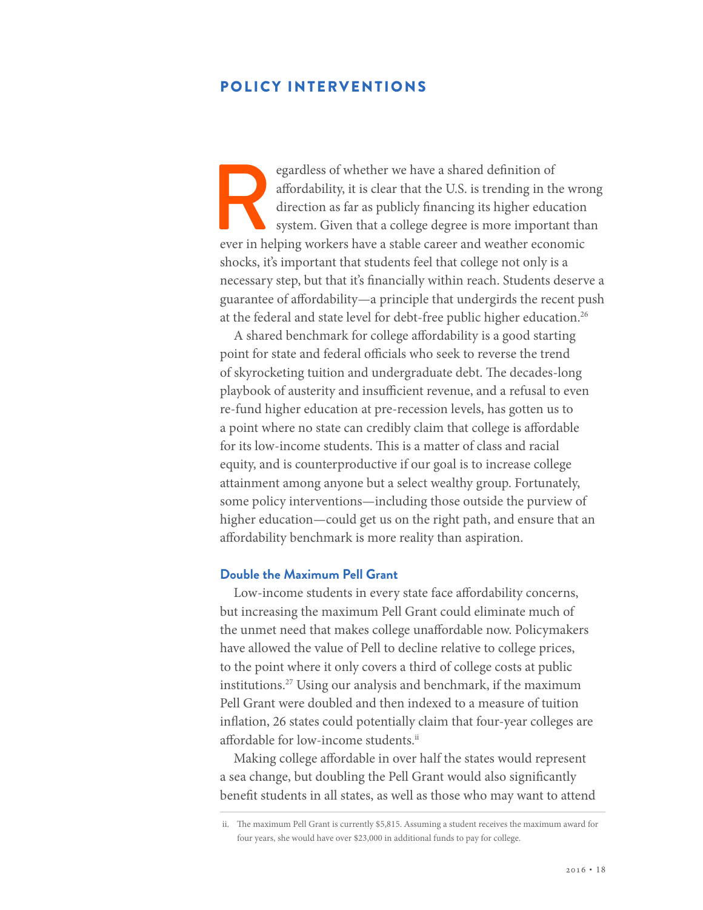## POLICY INTERVENTIONS

Regardless of whether we have a shared definition of affordability, it is clear that the U.S. is trending in the wrong direction as far as publicly financing its higher education system. Given that a college degree is more important than ever in helping workers have a stable career and weather economic shocks, it's important that students feel that college not only is a necessary step, but that it's financially within reach. Students deserve a guarantee of affordability—a principle that undergirds the recent push at the federal and state level for debt-free public higher education.[26]

A shared benchmark for college affordability is a good starting point for state and federal officials who seek to reverse the trend of skyrocketing tuition and undergraduate debt. The decades-long playbook of austerity and insufficient revenue, and a refusal to even re-fund higher education at pre-recession levels, has gotten us to a point where no state can credibly claim that college is affordable for its low-income students. This is a matter of class and racial equity, and is counterproductive if our goal is to increase college attainment among anyone but a select wealthy group. Fortunately, some policy interventions—including those outside the purview of higher education—could get us on the right path, and ensure that an affordability benchmark is more reality than aspiration.

### Double the Maximum Pell Grant

Low-income students in every state face affordability concerns, but increasing the maximum Pell Grant could eliminate much of the unmet need that makes college unaffordable now. Policymakers have allowed the value of Pell to decline relative to college prices, to the point where it only covers a third of college costs at public institutions.[27] Using our analysis and benchmark, if the maximum Pell Grant were doubled and then indexed to a measure of tuition inflation, 26 states could potentially claim that four-year colleges are affordable for low-income students.[ii]

Making college affordable in over half the states would represent a sea change, but doubling the Pell Grant would also significantly benefit students in all states, as well as those who may want to attend

ii. The maximum Pell Grant is currently $5,815. Assuming a student receives the maximum award for four years, she would have over $23,000 in additional funds to pay for college.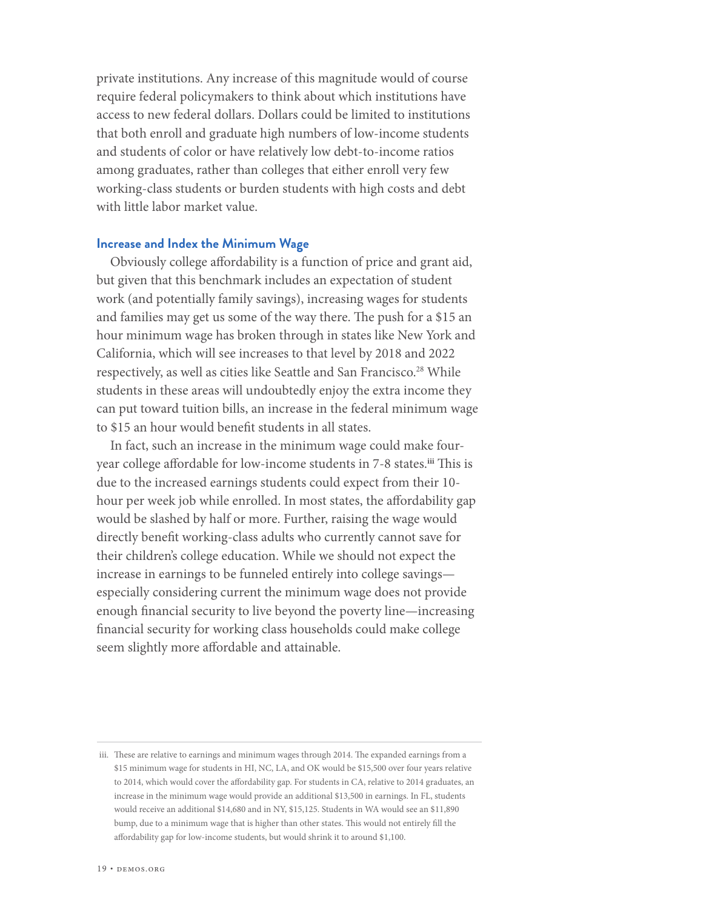private institutions. Any increase of this magnitude would of course require federal policymakers to think about which institutions have access to new federal dollars. Dollars could be limited to institutions that both enroll and graduate high numbers of low-income students and students of color or have relatively low debt-to-income ratios among graduates, rather than colleges that either enroll very few working-class students or burden students with high costs and debt with little labor market value.

### Increase and Index the Minimum Wage

Obviously college affordability is a function of price and grant aid, but given that this benchmark includes an expectation of student work (and potentially family savings), increasing wages for students and families may get us some of the way there. The push for a $15 an hour minimum wage has broken through in states like New York and California, which will see increases to that level by 2018 and 2022 respectively, as well as cities like Seattle and San Francisco.[28] While students in these areas will undoubtedly enjoy the extra income they can put toward tuition bills, an increase in the federal minimum wage to $15 an hour would benefit students in all states.

In fact, such an increase in the minimum wage could make four-year college affordable for low-income students in 7-8 states.[iii] This is due to the increased earnings students could expect from their 10-hour per week job while enrolled. In most states, the affordability gap would be slashed by half or more. Further, raising the wage would directly benefit working-class adults who currently cannot save for their children's college education. While we should not expect the increase in earnings to be funneled entirely into college savings—especially considering current the minimum wage does not provide enough financial security to live beyond the poverty line—increasing financial security for working class households could make college seem slightly more affordable and attainable.

---

iii. These are relative to earnings and minimum wages through 2014. The expanded earnings from a $15 minimum wage for students in HI, NC, LA, and OK would be $15,500 over four years relative to 2014, which would cover the affordability gap. For students in CA, relative to 2014 graduates, an increase in the minimum wage would provide an additional $13,500 in earnings. In FL, students would receive an additional $14,680 and in NY, $15,125. Students in WA would see an $11,890 bump, due to a minimum wage that is higher than other states. This would not entirely fill the affordability gap for low-income students, but would shrink it to around $1,100.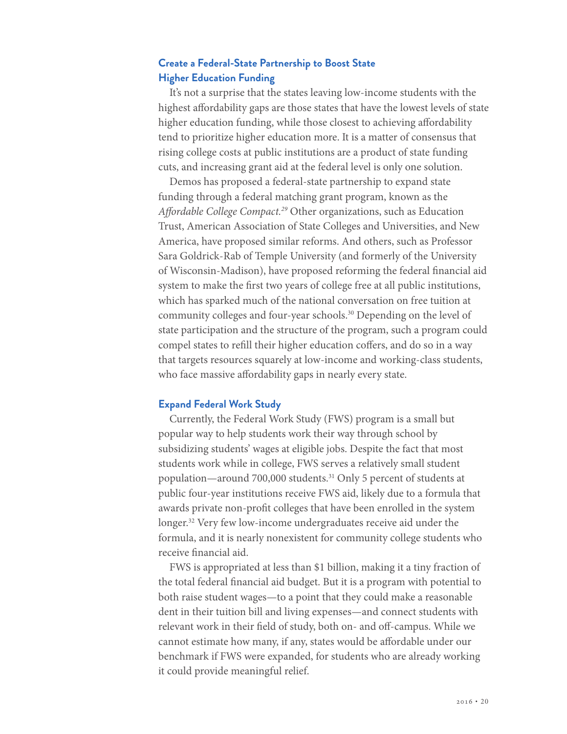### Create a Federal-State Partnership to Boost State Higher Education Funding

It's not a surprise that the states leaving low-income students with the highest affordability gaps are those states that have the lowest levels of state higher education funding, while those closest to achieving affordability tend to prioritize higher education more. It is a matter of consensus that rising college costs at public institutions are a product of state funding cuts, and increasing grant aid at the federal level is only one solution.

Demos has proposed a federal-state partnership to expand state funding through a federal matching grant program, known as the *Affordable College Compact.*[29] Other organizations, such as Education Trust, American Association of State Colleges and Universities, and New America, have proposed similar reforms. And others, such as Professor Sara Goldrick-Rab of Temple University (and formerly of the University of Wisconsin-Madison), have proposed reforming the federal financial aid system to make the first two years of college free at all public institutions, which has sparked much of the national conversation on free tuition at community colleges and four-year schools.[30] Depending on the level of state participation and the structure of the program, such a program could compel states to refill their higher education coffers, and do so in a way that targets resources squarely at low-income and working-class students, who face massive affordability gaps in nearly every state.

### Expand Federal Work Study

Currently, the Federal Work Study (FWS) program is a small but popular way to help students work their way through school by subsidizing students' wages at eligible jobs. Despite the fact that most students work while in college, FWS serves a relatively small student population—around 700,000 students.[31] Only 5 percent of students at public four-year institutions receive FWS aid, likely due to a formula that awards private non-profit colleges that have been enrolled in the system longer.[32] Very few low-income undergraduates receive aid under the formula, and it is nearly nonexistent for community college students who receive financial aid.

FWS is appropriated at less than $1 billion, making it a tiny fraction of the total federal financial aid budget. But it is a program with potential to both raise student wages—to a point that they could make a reasonable dent in their tuition bill and living expenses—and connect students with relevant work in their field of study, both on- and off-campus. While we cannot estimate how many, if any, states would be affordable under our benchmark if FWS were expanded, for students who are already working it could provide meaningful relief.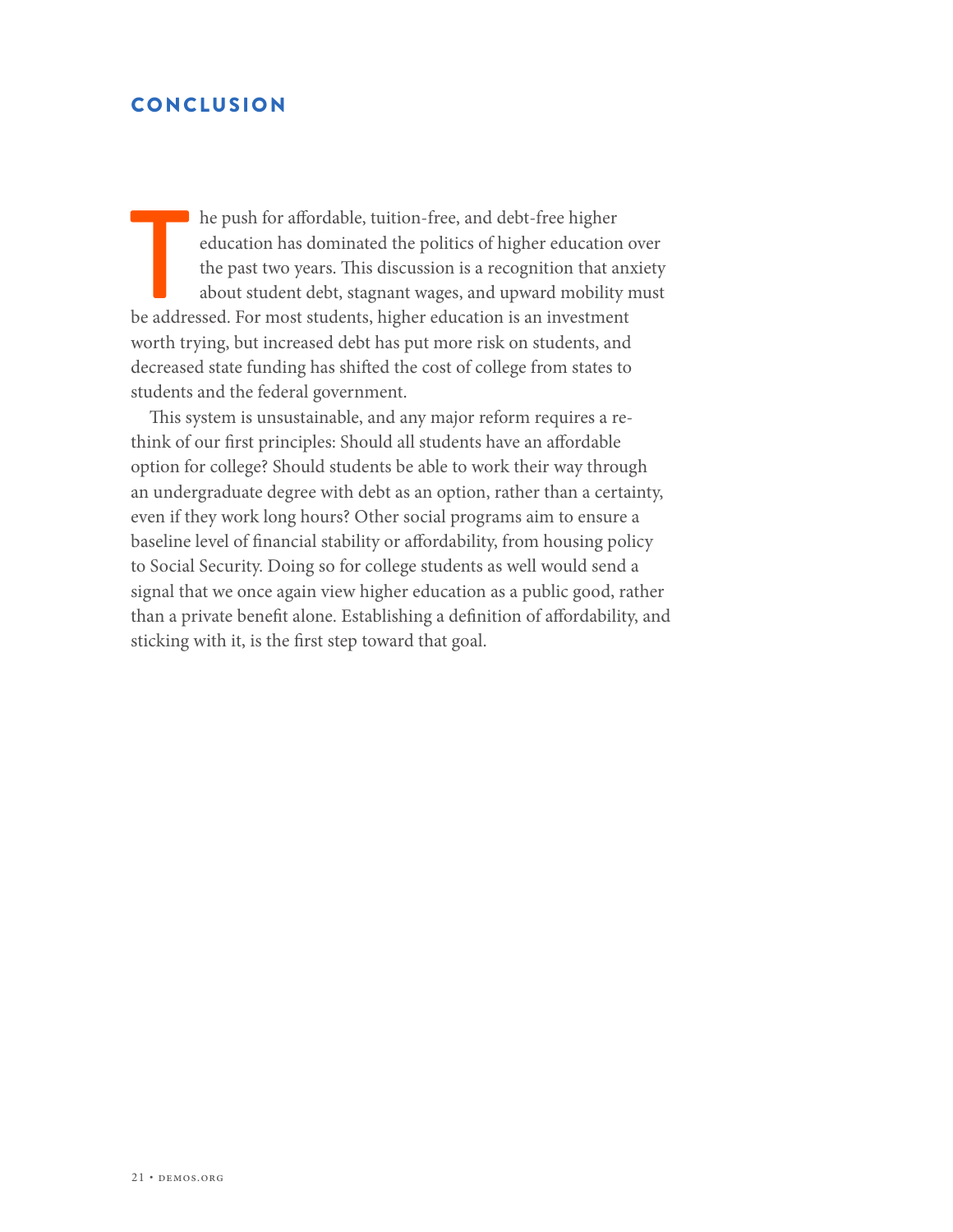## CONCLUSION

The push for affordable, tuition-free, and debt-free higher education has dominated the politics of higher education over the past two years. This discussion is a recognition that anxiety about student debt, stagnant wages, and upward mobility must be addressed. For most students, higher education is an investment worth trying, but increased debt has put more risk on students, and decreased state funding has shifted the cost of college from states to students and the federal government.

This system is unsustainable, and any major reform requires a re-think of our first principles: Should all students have an affordable option for college? Should students be able to work their way through an undergraduate degree with debt as an option, rather than a certainty, even if they work long hours? Other social programs aim to ensure a baseline level of financial stability or affordability, from housing policy to Social Security. Doing so for college students as well would send a signal that we once again view higher education as a public good, rather than a private benefit alone. Establishing a definition of affordability, and sticking with it, is the first step toward that goal.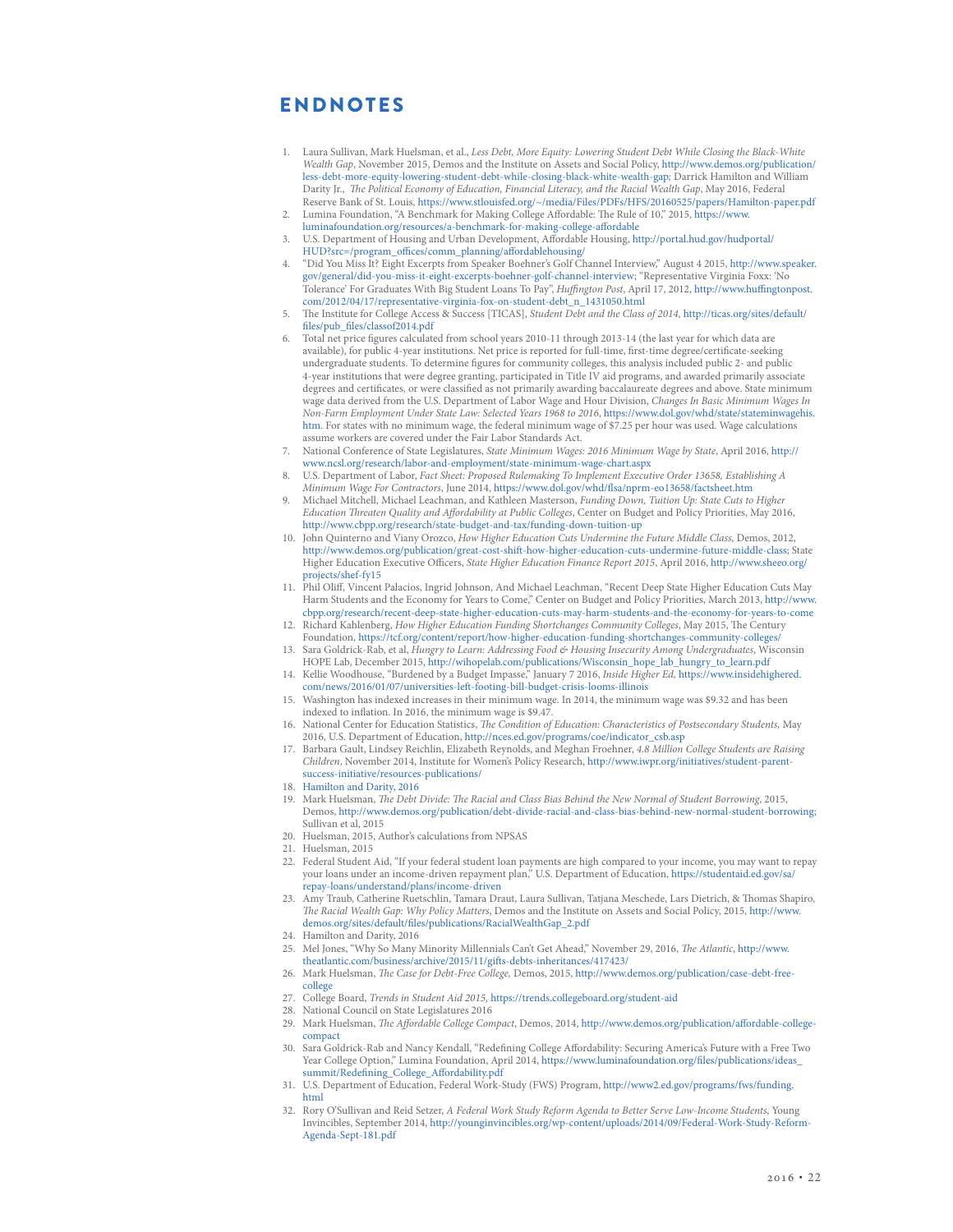# ENDNOTES

1. Laura Sullivan, Mark Huelsman, et al., *Less Debt, More Equity: Lowering Student Debt While Closing the Black-White Wealth Gap*, November 2015, Demos and the Institute on Assets and Social Policy, http://www.demos.org/publication/less-debt-more-equity-lowering-student-debt-while-closing-black-white-wealth-gap; Darrick Hamilton and William Darity Jr., *The Political Economy of Education, Financial Literacy, and the Racial Wealth Gap*, May 2016, Federal Reserve Bank of St. Louis, https://www.stlouisfed.org/~/media/Files/PDFs/HFS/20160525/papers/Hamilton-paper.pdf
2. Lumina Foundation, "A Benchmark for Making College Affordable: The Rule of 10," 2015, https://www.luminafoundation.org/resources/a-benchmark-for-making-college-affordable
3. U.S. Department of Housing and Urban Development, Affordable Housing, http://portal.hud.gov/hudportal/HUD?src=/program_offices/comm_planning/affordablehousing/
4. "Did You Miss It? Eight Excerpts from Speaker Boehner's Golf Channel Interview," August 4 2015, http://www.speaker.gov/general/did-you-miss-it-eight-excerpts-boehner-golf-channel-interview; "Representative Virginia Foxx: 'No Tolerance' For Graduates With Big Student Loans To Pay", *Huffington Post*, April 17, 2012, http://www.huffingtonpost.com/2012/04/17/representative-virginia-fox-on-student-debt_n_1431050.html
5. The Institute for College Access & Success [TICAS], *Student Debt and the Class of 2014*, http://ticas.org/sites/default/files/pub_files/classof2014.pdf
6. Total net price figures calculated from school years 2010-11 through 2013-14 (the last year for which data are available), for public 4-year institutions. Net price is reported for full-time, first-time degree/certificate-seeking undergraduate students. To determine figures for community colleges, this analysis included public 2- and public 4-year institutions that were degree granting, participated in Title IV aid programs, and awarded primarily associate degrees and certificates, or were classified as not primarily awarding baccalaureate degrees and above. State minimum wage data derived from the U.S. Department of Labor Wage and Hour Division, *Changes In Basic Minimum Wages In Non-Farm Employment Under State Law: Selected Years 1968 to 2016*, https://www.dol.gov/whd/state/stateminwagehis.htm. For states with no minimum wage, the federal minimum wage of $7.25 per hour was used. Wage calculations assume workers are covered under the Fair Labor Standards Act.
7. National Conference of State Legislatures, *State Minimum Wages: 2016 Minimum Wage by State*, April 2016, http://www.ncsl.org/research/labor-and-employment/state-minimum-wage-chart.aspx
8. U.S. Department of Labor, *Fact Sheet: Proposed Rulemaking To Implement Executive Order 13658, Establishing A Minimum Wage For Contractors*, June 2014, https://www.dol.gov/whd/flsa/nprm-eo13658/factsheet.htm
9. Michael Mitchell, Michael Leachman, and Kathleen Masterson, *Funding Down, Tuition Up: State Cuts to Higher Education Threaten Quality and Affordability at Public Colleges*, Center on Budget and Policy Priorities, May 2016, http://www.cbpp.org/research/state-budget-and-tax/funding-down-tuition-up
10. John Quinterno and Viany Orozco, *How Higher Education Cuts Undermine the Future Middle Class*, Demos, 2012, http://www.demos.org/publication/great-cost-shift-how-higher-education-cuts-undermine-future-middle-class; State Higher Education Executive Officers, *State Higher Education Finance Report 2015*, April 2016, http://www.sheeo.org/projects/shef-fy15
11. Phil Oliff, Vincent Palacios, Ingrid Johnson, And Michael Leachman, "Recent Deep State Higher Education Cuts May Harm Students and the Economy for Years to Come," Center on Budget and Policy Priorities, March 2013, http://www.cbpp.org/research/recent-deep-state-higher-education-cuts-may-harm-students-and-the-economy-for-years-to-come
12. Richard Kahlenberg, *How Higher Education Funding Shortchanges Community Colleges*, May 2015, The Century Foundation, https://tcf.org/content/report/how-higher-education-funding-shortchanges-community-colleges/
13. Sara Goldrick-Rab, et al, *Hungry to Learn: Addressing Food & Housing Insecurity Among Undergraduates*, Wisconsin HOPE Lab, December 2015, http://wihopelab.com/publications/Wisconsin_hope_lab_hungry_to_learn.pdf
14. Kellie Woodhouse, "Burdened by a Budget Impasse," January 7 2016, *Inside Higher Ed,* https://www.insidehighered.com/news/2016/01/07/universities-left-footing-bill-budget-crisis-looms-illinois
15. Washington has indexed increases in their minimum wage. In 2014, the minimum wage was $9.32 and has been indexed to inflation. In 2016, the minimum wage is $9.47.
16. National Center for Education Statistics, *The Condition of Education: Characteristics of Postsecondary Students,* May 2016, U.S. Department of Education, http://nces.ed.gov/programs/coe/indicator_csb.asp
17. Barbara Gault, Lindsey Reichlin, Elizabeth Reynolds, and Meghan Froehner, *4.8 Million College Students are Raising Children*, November 2014, Institute for Women's Policy Research, http://www.iwpr.org/initiatives/student-parent-success-initiative/resources-publications/
18. Hamilton and Darity, 2016
19. Mark Huelsman, *The Debt Divide: The Racial and Class Bias Behind the New Normal of Student Borrowing*, 2015, Demos, http://www.demos.org/publication/debt-divide-racial-and-class-bias-behind-new-normal-student-borrowing; Sullivan et al, 2015
20. Huelsman, 2015, Author's calculations from NPSAS
21. Huelsman, 2015
22. Federal Student Aid, "If your federal student loan payments are high compared to your income, you may want to repay your loans under an income-driven repayment plan," U.S. Department of Education, https://studentaid.ed.gov/sa/repay-loans/understand/plans/income-driven
23. Amy Traub, Catherine Ruetschlin, Tamara Draut, Laura Sullivan, Tatjana Meschede, Lars Dietrich, & Thomas Shapiro, *The Racial Wealth Gap: Why Policy Matters*, Demos and the Institute on Assets and Social Policy, 2015, http://www.demos.org/sites/default/files/publications/RacialWealthGap_2.pdf
24. Hamilton and Darity, 2016
25. Mel Jones, "Why So Many Minority Millennials Can't Get Ahead," November 29, 2016, *The Atlantic*, http://www.theatlantic.com/business/archive/2015/11/gifts-debts-inheritances/417423/
26. Mark Huelsman, *The Case for Debt-Free College,* Demos, 2015, http://www.demos.org/publication/case-debt-free-college
27. College Board, *Trends in Student Aid 2015,* https://trends.collegeboard.org/student-aid
28. National Council on State Legislatures 2016
29. Mark Huelsman, *The Affordable College Compact*, Demos, 2014, http://www.demos.org/publication/affordable-college-compact
30. Sara Goldrick-Rab and Nancy Kendall, "Redefining College Affordability: Securing America's Future with a Free Two Year College Option," Lumina Foundation, April 2014, https://www.luminafoundation.org/files/publications/ideas_summit/Redefining_College_Affordability.pdf
31. U.S. Department of Education, Federal Work-Study (FWS) Program, http://www2.ed.gov/programs/fws/funding.html
32. Rory O'Sullivan and Reid Setzer, *A Federal Work Study Reform Agenda to Better Serve Low-Income Students*, Young Invincibles, September 2014, http://younginvincibles.org/wp-content/uploads/2014/09/Federal-Work-Study-Reform-Agenda-Sept-181.pdf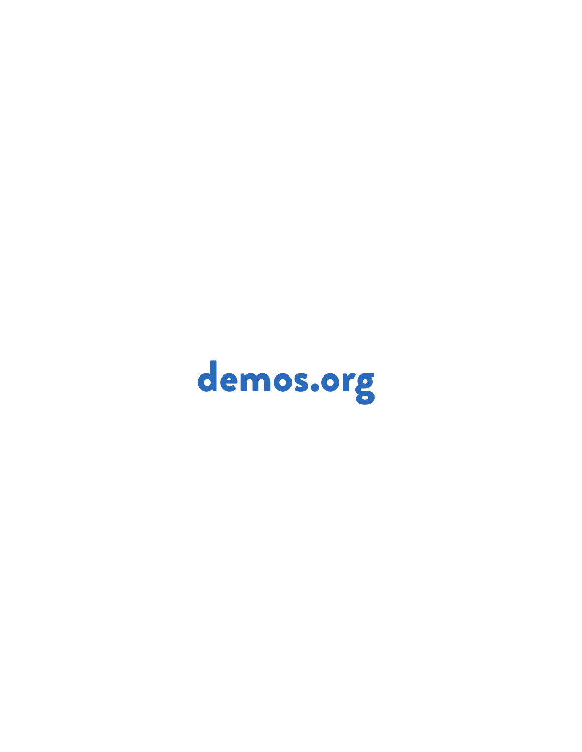demos.org